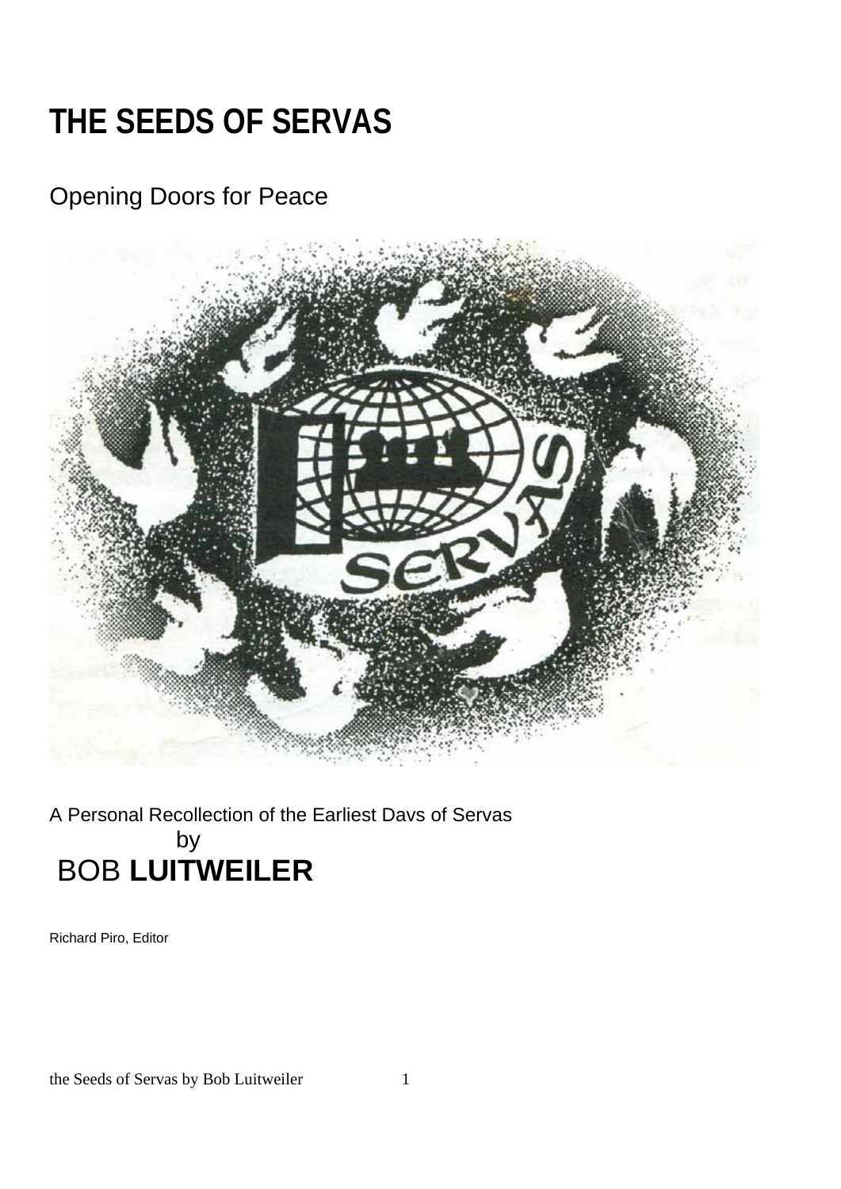# THE SEEDS OF SERVAS

## Opening Doors for Peace

A Personal Recollection of the Earliest Davs of Servas

by

BOB **LUITWEILER**

Richard Piro, Editor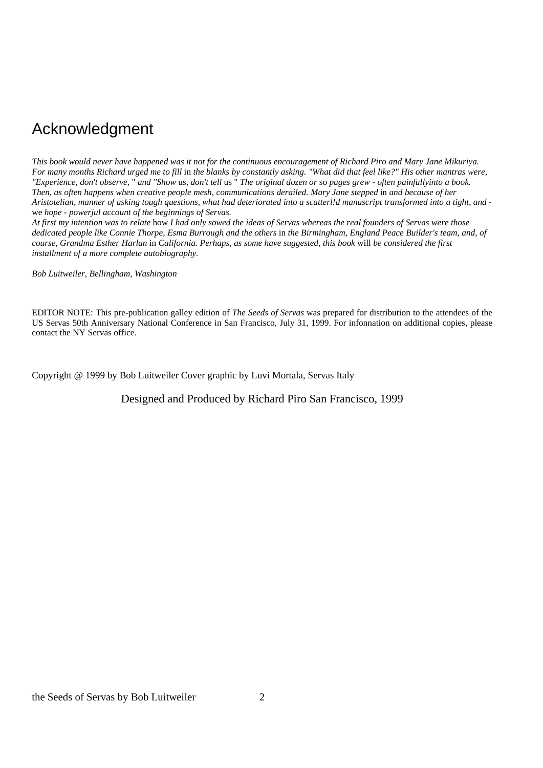# Acknowledgment

*This book would never have happened was it not for the continuous encouragement of Richard Piro and Mary Jane Mikuriya. For many months Richard urged me to fill* in *the blanks by constantly asking. "What did that feel like?" His other mantras were, "Experience, don't observe,* " *and "Show* us, *don't tell* us " *The original dozen or* so *pages grew - often painfullyinto a book. Then, as often happens when creative people mesh, communications derailed. Mary Jane stepped* in *and because of her Aristotelian, manner of asking tough questions, what had deteriorated into a scatterl!d manuscript transformed into a tight, and -* we *hope - powerjul account of the beginnings of Servas.*

*At first my intention was to relate* how *I had only sowed the ideas of Servas whereas the real founders of Servas were those dedicated people like Connie Thorpe, Esma Burrough and the others* in *the Birmingham, England Peace Builder's team, and, of course, Grandma Esther Harlan* in *California. Perhaps, as some have suggested, this book* will *be considered the first installment of a more complete autobiography.*

*Bob Luitweiler, Bellingham, Washington*

EDITOR NOTE: This pre-publication galley edition of *The Seeds of Servas* was prepared for distribution to the attendees of the US Servas 50th Anniversary National Conference in San Francisco, July 31, 1999. For infonnation on additional copies, please contact the NY Servas office.

Copyright @ 1999 by Bob Luitweiler Cover graphic by Luvi Mortala, Servas Italy

Designed and Produced by Richard Piro San Francisco, 1999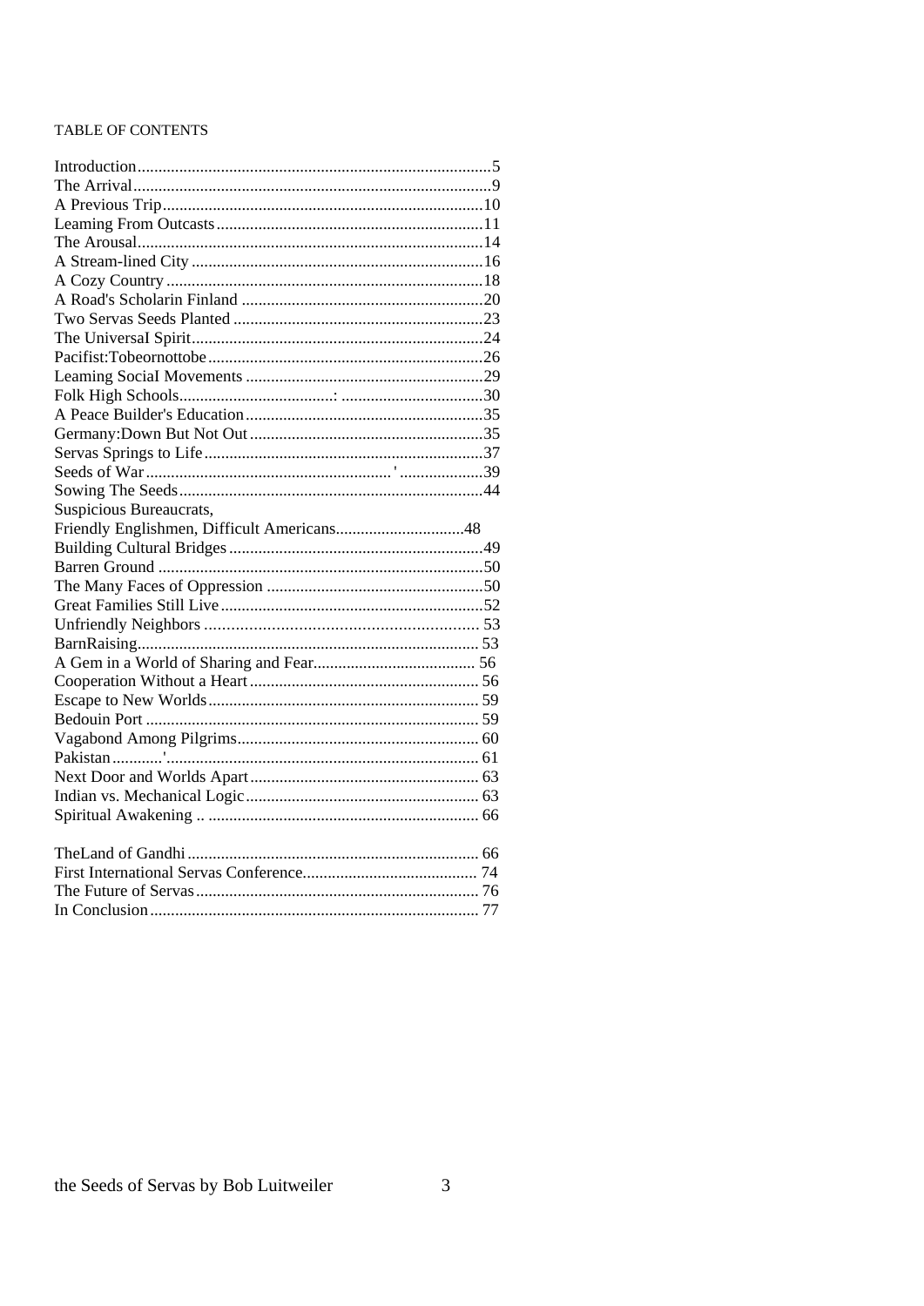TABLE OF CONTENTS

| | |
|---|---|
| Introduction | 5 |
| The Arrival | 9 |
| A Previous Trip | 10 |
| Leaming From Outcasts | 11 |
| The Arousal | 14 |
| A Stream-lined City | 16 |
| A Cozy Country | 18 |
| A Road's Scholarin Finland | 20 |
| Two Servas Seeds Planted | 23 |
| The UniversaI Spirit | 24 |
| Pacifist:Tobeornottobe | 26 |
| Leaming SociaI Movements | 29 |
| Folk High Schools | 30 |
| A Peace Builder's Education | 35 |
| Germany:Down But Not Out | 35 |
| Servas Springs to Life | 37 |
| Seeds of War | 39 |
| Sowing The Seeds | 44 |
| Suspicious Bureaucrats, Friendly Englishmen, Difficult Americans | 48 |
| Building Cultural Bridges | 49 |
| Barren Ground | 50 |
| The Many Faces of Oppression | 50 |
| Great Families Still Live | 52 |
| Unfriendly Neighbors | 53 |
| BarnRaising | 53 |
| A Gem in a World of Sharing and Fear | 56 |
| Cooperation Without a Heart | 56 |
| Escape to New Worlds | 59 |
| Bedouin Port | 59 |
| Vagabond Among Pilgrims | 60 |
| Pakistan | 61 |
| Next Door and Worlds Apart | 63 |
| Indian vs. Mechanical Logic | 63 |
| Spiritual Awakening | 66 |
| TheLand of Gandhi | 66 |
| First International Servas Conference | 74 |
| The Future of Servas | 76 |
| In Conclusion | 77 |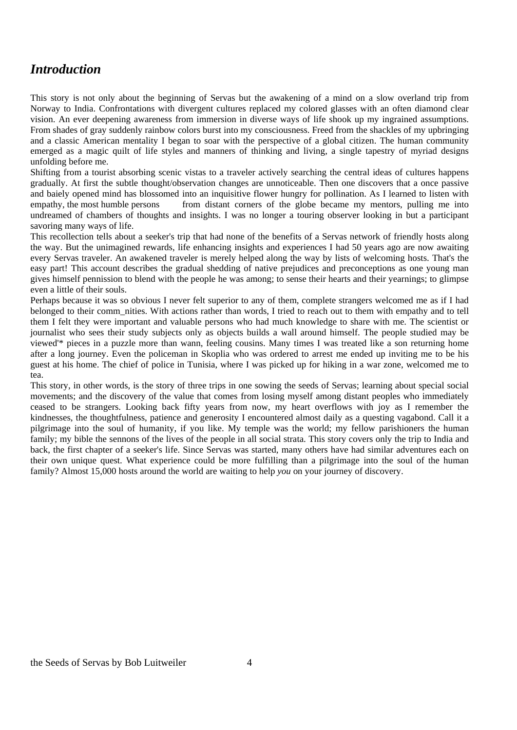## *Introduction*

This story is not only about the beginning of Servas but the awakening of a mind on a slow overland trip from Norway to India. Confrontations with divergent cultures replaced my colored glasses with an often diamond clear vision. An ever deepening awareness from immersion in diverse ways of life shook up my ingrained assumptions. From shades of gray suddenly rainbow colors burst into my consciousness. Freed from the shackles of my upbringing and a classic American mentality I began to soar with the perspective of a global citizen. The human community emerged as a magic quilt of life styles and manners of thinking and living, a single tapestry of myriad designs unfolding before me.

Shifting from a tourist absorbing scenic vistas to a traveler actively searching the central ideas of cultures happens gradually. At first the subtle thought/observation changes are unnoticeable. Then one discovers that a once passive and baiely opened mind has blossomed into an inquisitive flower hungry for pollination. As I learned to listen with empathy, the most humble persons from distant corners of the globe became my mentors, pulling me into undreamed of chambers of thoughts and insights. I was no longer a touring observer looking in but a participant savoring many ways of life.

This recollection tells about a seeker's trip that had none of the benefits of a Servas network of friendly hosts along the way. But the unimagined rewards, life enhancing insights and experiences I had 50 years ago are now awaiting every Servas traveler. An awakened traveler is merely helped along the way by lists of welcoming hosts. That's the easy part! This account describes the gradual shedding of native prejudices and preconceptions as one young man gives himself pennission to blend with the people he was among; to sense their hearts and their yearnings; to glimpse even a little of their souls.

Perhaps because it was so obvious I never felt superior to any of them, complete strangers welcomed me as if I had belonged to their comm_nities. With actions rather than words, I tried to reach out to them with empathy and to tell them I felt they were important and valuable persons who had much knowledge to share with me. The scientist or journalist who sees their study subjects only as objects builds a wall around himself. The people studied may be viewed'* pieces in a puzzle more than wann, feeling cousins. Many times I was treated like a son returning home after a long journey. Even the policeman in Skoplia who was ordered to arrest me ended up inviting me to be his guest at his home. The chief of police in Tunisia, where I was picked up for hiking in a war zone, welcomed me to tea.

This story, in other words, is the story of three trips in one sowing the seeds of Servas; learning about special social movements; and the discovery of the value that comes from losing myself among distant peoples who immediately ceased to be strangers. Looking back fifty years from now, my heart overflows with joy as I remember the kindnesses, the thoughtfulness, patience and generosity I encountered almost daily as a questing vagabond. Call it a pilgrimage into the soul of humanity, if you like. My temple was the world; my fellow parishioners the human family; my bible the sennons of the lives of the people in all social strata. This story covers only the trip to India and back, the first chapter of a seeker's life. Since Servas was started, many others have had similar adventures each on their own unique quest. What experience could be more fulfilling than a pilgrimage into the soul of the human family? Almost 15,000 hosts around the world are waiting to help *you* on your journey of discovery.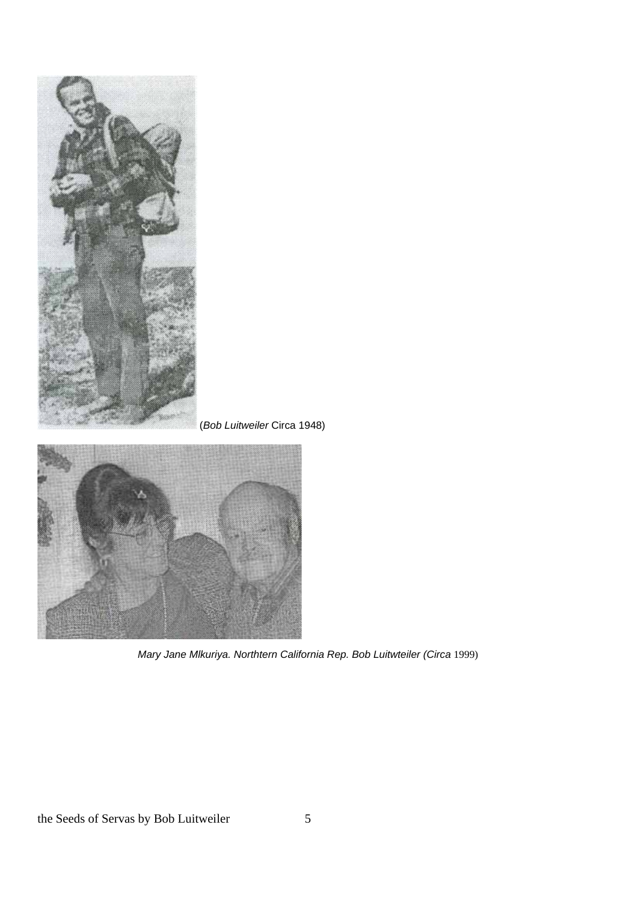(*Bob Luitweiler* Circa 1948)

*Mary Jane Mlkuriya. Northtern California Rep. Bob Luitwteiler (Circa* 1999)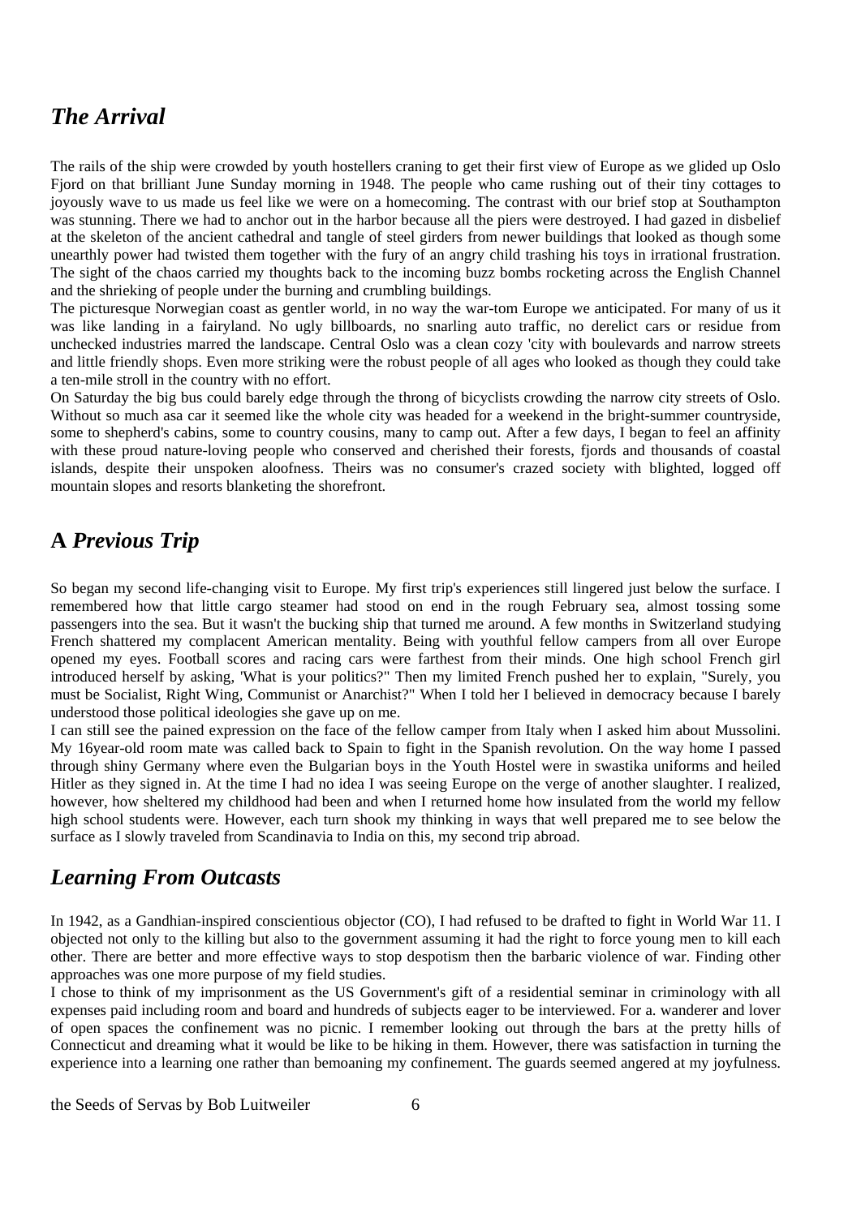## *The Arrival*

The rails of the ship were crowded by youth hostellers craning to get their first view of Europe as we glided up Oslo Fjord on that brilliant June Sunday morning in 1948. The people who came rushing out of their tiny cottages to joyously wave to us made us feel like we were on a homecoming. The contrast with our brief stop at Southampton was stunning. There we had to anchor out in the harbor because all the piers were destroyed. I had gazed in disbelief at the skeleton of the ancient cathedral and tangle of steel girders from newer buildings that looked as though some unearthly power had twisted them together with the fury of an angry child trashing his toys in irrational frustration. The sight of the chaos carried my thoughts back to the incoming buzz bombs rocketing across the English Channel and the shrieking of people under the burning and crumbling buildings.

The picturesque Norwegian coast as gentler world, in no way the war-tom Europe we anticipated. For many of us it was like landing in a fairyland. No ugly billboards, no snarling auto traffic, no derelict cars or residue from unchecked industries marred the landscape. Central Oslo was a clean cozy 'city with boulevards and narrow streets and little friendly shops. Even more striking were the robust people of all ages who looked as though they could take a ten-mile stroll in the country with no effort.

On Saturday the big bus could barely edge through the throng of bicyclists crowding the narrow city streets of Oslo. Without so much asa car it seemed like the whole city was headed for a weekend in the bright-summer countryside, some to shepherd's cabins, some to country cousins, many to camp out. After a few days, I began to feel an affinity with these proud nature-loving people who conserved and cherished their forests, fjords and thousands of coastal islands, despite their unspoken aloofness. Theirs was no consumer's crazed society with blighted, logged off mountain slopes and resorts blanketing the shorefront.

## **A** *Previous Trip*

So began my second life-changing visit to Europe. My first trip's experiences still lingered just below the surface. I remembered how that little cargo steamer had stood on end in the rough February sea, almost tossing some passengers into the sea. But it wasn't the bucking ship that turned me around. A few months in Switzerland studying French shattered my complacent American mentality. Being with youthful fellow campers from all over Europe opened my eyes. Football scores and racing cars were farthest from their minds. One high school French girl introduced herself by asking, 'What is your politics?" Then my limited French pushed her to explain, "Surely, you must be Socialist, Right Wing, Communist or Anarchist?" When I told her I believed in democracy because I barely understood those political ideologies she gave up on me.

I can still see the pained expression on the face of the fellow camper from Italy when I asked him about Mussolini. My 16year-old room mate was called back to Spain to fight in the Spanish revolution. On the way home I passed through shiny Germany where even the Bulgarian boys in the Youth Hostel were in swastika uniforms and heiled Hitler as they signed in. At the time I had no idea I was seeing Europe on the verge of another slaughter. I realized, however, how sheltered my childhood had been and when I returned home how insulated from the world my fellow high school students were. However, each turn shook my thinking in ways that well prepared me to see below the surface as I slowly traveled from Scandinavia to India on this, my second trip abroad.

## *Learning From Outcasts*

In 1942, as a Gandhian-inspired conscientious objector (CO), I had refused to be drafted to fight in World War 11. I objected not only to the killing but also to the government assuming it had the right to force young men to kill each other. There are better and more effective ways to stop despotism then the barbaric violence of war. Finding other approaches was one more purpose of my field studies.

I chose to think of my imprisonment as the US Government's gift of a residential seminar in criminology with all expenses paid including room and board and hundreds of subjects eager to be interviewed. For a. wanderer and lover of open spaces the confinement was no picnic. I remember looking out through the bars at the pretty hills of Connecticut and dreaming what it would be like to be hiking in them. However, there was satisfaction in turning the experience into a learning one rather than bemoaning my confinement. The guards seemed angered at my joyfulness.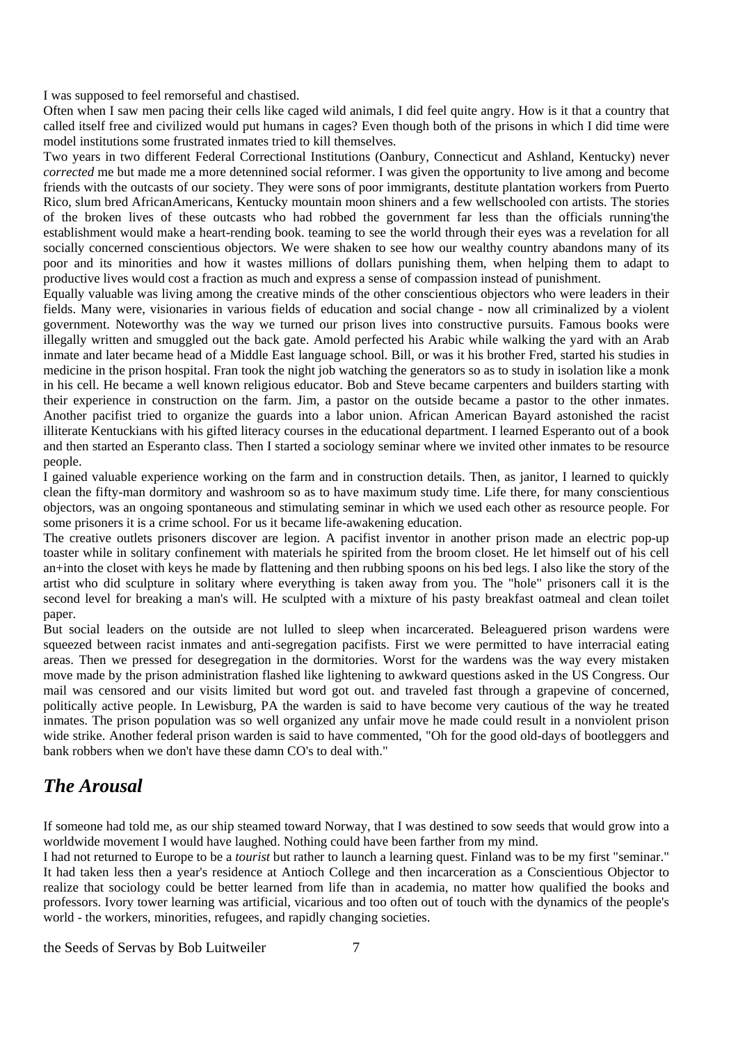I was supposed to feel remorseful and chastised.

Often when I saw men pacing their cells like caged wild animals, I did feel quite angry. How is it that a country that called itself free and civilized would put humans in cages? Even though both of the prisons in which I did time were model institutions some frustrated inmates tried to kill themselves.

Two years in two different Federal Correctional Institutions (Oanbury, Connecticut and Ashland, Kentucky) never *corrected* me but made me a more detennined social reformer. I was given the opportunity to live among and become friends with the outcasts of our society. They were sons of poor immigrants, destitute plantation workers from Puerto Rico, slum bred AfricanAmericans, Kentucky mountain moon shiners and a few wellschooled con artists. The stories of the broken lives of these outcasts who had robbed the government far less than the officials running'the establishment would make a heart-rending book. teaming to see the world through their eyes was a revelation for all socially concerned conscientious objectors. We were shaken to see how our wealthy country abandons many of its poor and its minorities and how it wastes millions of dollars punishing them, when helping them to adapt to productive lives would cost a fraction as much and express a sense of compassion instead of punishment.

Equally valuable was living among the creative minds of the other conscientious objectors who were leaders in their fields. Many were, visionaries in various fields of education and social change - now all criminalized by a violent government. Noteworthy was the way we turned our prison lives into constructive pursuits. Famous books were illegally written and smuggled out the back gate. Amold perfected his Arabic while walking the yard with an Arab inmate and later became head of a Middle East language school. Bill, or was it his brother Fred, started his studies in medicine in the prison hospital. Fran took the night job watching the generators so as to study in isolation like a monk in his cell. He became a well known religious educator. Bob and Steve became carpenters and builders starting with their experience in construction on the farm. Jim, a pastor on the outside became a pastor to the other inmates. Another pacifist tried to organize the guards into a labor union. African American Bayard astonished the racist illiterate Kentuckians with his gifted literacy courses in the educational department. I learned Esperanto out of a book and then started an Esperanto class. Then I started a sociology seminar where we invited other inmates to be resource people.

I gained valuable experience working on the farm and in construction details. Then, as janitor, I learned to quickly clean the fifty-man dormitory and washroom so as to have maximum study time. Life there, for many conscientious objectors, was an ongoing spontaneous and stimulating seminar in which we used each other as resource people. For some prisoners it is a crime school. For us it became life-awakening education.

The creative outlets prisoners discover are legion. A pacifist inventor in another prison made an electric pop-up toaster while in solitary confinement with materials he spirited from the broom closet. He let himself out of his cell an+into the closet with keys he made by flattening and then rubbing spoons on his bed legs. I also like the story of the artist who did sculpture in solitary where everything is taken away from you. The "hole" prisoners call it is the second level for breaking a man's will. He sculpted with a mixture of his pasty breakfast oatmeal and clean toilet paper.

But social leaders on the outside are not lulled to sleep when incarcerated. Beleaguered prison wardens were squeezed between racist inmates and anti-segregation pacifists. First we were permitted to have interracial eating areas. Then we pressed for desegregation in the dormitories. Worst for the wardens was the way every mistaken move made by the prison administration flashed like lightening to awkward questions asked in the US Congress. Our mail was censored and our visits limited but word got out. and traveled fast through a grapevine of concerned, politically active people. In Lewisburg, PA the warden is said to have become very cautious of the way he treated inmates. The prison population was so well organized any unfair move he made could result in a nonviolent prison wide strike. Another federal prison warden is said to have commented, "Oh for the good old-days of bootleggers and bank robbers when we don't have these damn CO's to deal with."

## *The Arousal*

If someone had told me, as our ship steamed toward Norway, that I was destined to sow seeds that would grow into a worldwide movement I would have laughed. Nothing could have been farther from my mind.

I had not returned to Europe to be a *tourist* but rather to launch a learning quest. Finland was to be my first "seminar." It had taken less then a year's residence at Antioch College and then incarceration as a Conscientious Objector to realize that sociology could be better learned from life than in academia, no matter how qualified the books and professors. Ivory tower learning was artificial, vicarious and too often out of touch with the dynamics of the people's world - the workers, minorities, refugees, and rapidly changing societies.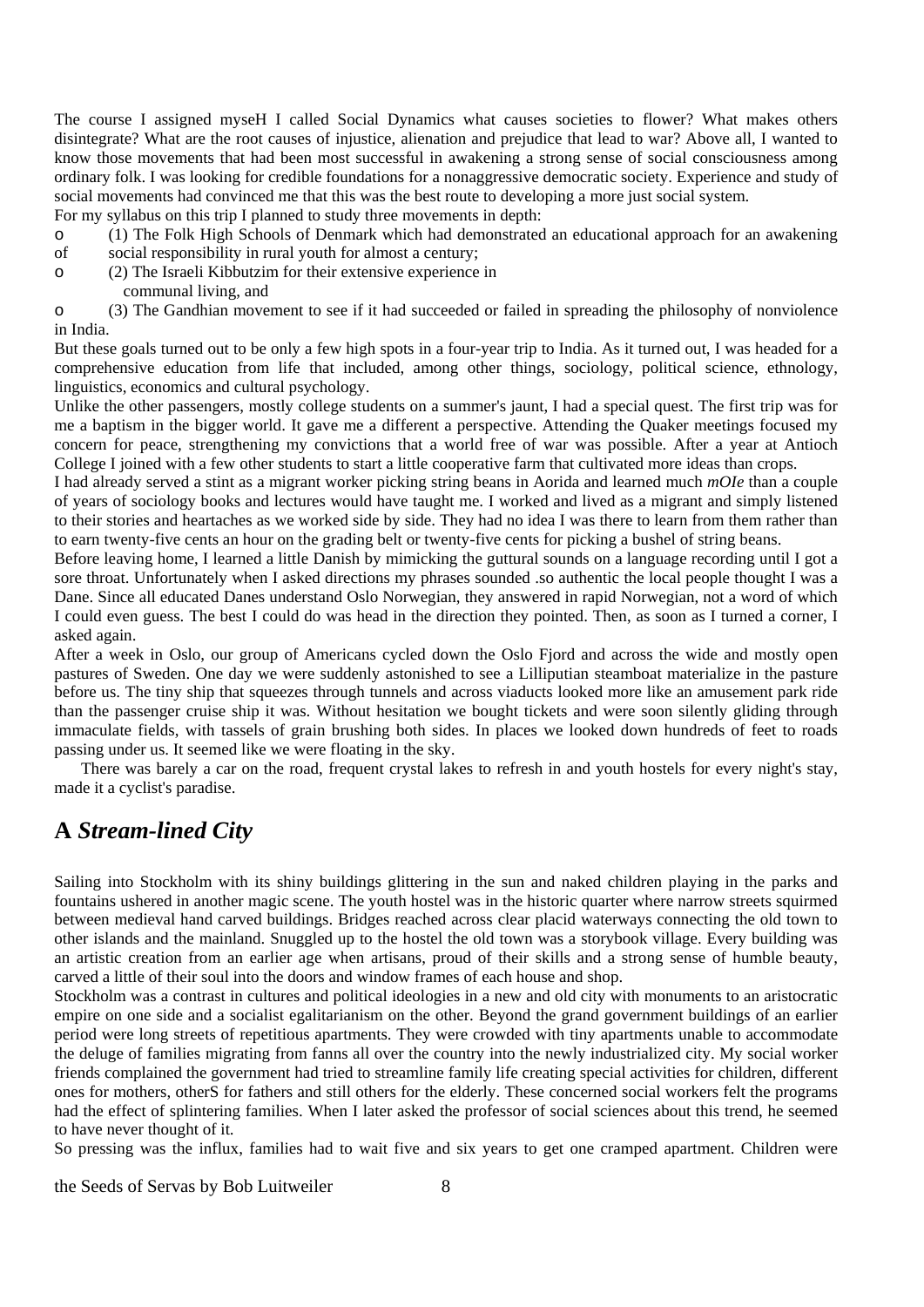The course I assigned myseH I called Social Dynamics what causes societies to flower? What makes others disintegrate? What are the root causes of injustice, alienation and prejudice that lead to war? Above all, I wanted to know those movements that had been most successful in awakening a strong sense of social consciousness among ordinary folk. I was looking for credible foundations for a nonaggressive democratic society. Experience and study of social movements had convinced me that this was the best route to developing a more just social system.

For my syllabus on this trip I planned to study three movements in depth:

- (1) The Folk High Schools of Denmark which had demonstrated an educational approach for an awakening of social responsibility in rural youth for almost a century;
- (2) The Israeli Kibbutzim for their extensive experience in communal living, and
- (3) The Gandhian movement to see if it had succeeded or failed in spreading the philosophy of nonviolence in India.

But these goals turned out to be only a few high spots in a four-year trip to India. As it turned out, I was headed for a comprehensive education from life that included, among other things, sociology, political science, ethnology, linguistics, economics and cultural psychology.

Unlike the other passengers, mostly college students on a summer's jaunt, I had a special quest. The first trip was for me a baptism in the bigger world. It gave me a different a perspective. Attending the Quaker meetings focused my concern for peace, strengthening my convictions that a world free of war was possible. After a year at Antioch College I joined with a few other students to start a little cooperative farm that cultivated more ideas than crops.

I had already served a stint as a migrant worker picking string beans in Aorida and learned much *mOIe* than a couple of years of sociology books and lectures would have taught me. I worked and lived as a migrant and simply listened to their stories and heartaches as we worked side by side. They had no idea I was there to learn from them rather than to earn twenty-five cents an hour on the grading belt or twenty-five cents for picking a bushel of string beans.

Before leaving home, I learned a little Danish by mimicking the guttural sounds on a language recording until I got a sore throat. Unfortunately when I asked directions my phrases sounded .so authentic the local people thought I was a Dane. Since all educated Danes understand Oslo Norwegian, they answered in rapid Norwegian, not a word of which I could even guess. The best I could do was head in the direction they pointed. Then, as soon as I turned a corner, I asked again.

After a week in Oslo, our group of Americans cycled down the Oslo Fjord and across the wide and mostly open pastures of Sweden. One day we were suddenly astonished to see a Lilliputian steamboat materialize in the pasture before us. The tiny ship that squeezes through tunnels and across viaducts looked more like an amusement park ride than the passenger cruise ship it was. Without hesitation we bought tickets and were soon silently gliding through immaculate fields, with tassels of grain brushing both sides. In places we looked down hundreds of feet to roads passing under us. It seemed like we were floating in the sky.

There was barely a car on the road, frequent crystal lakes to refresh in and youth hostels for every night's stay, made it a cyclist's paradise.

## A *Stream-lined City*

Sailing into Stockholm with its shiny buildings glittering in the sun and naked children playing in the parks and fountains ushered in another magic scene. The youth hostel was in the historic quarter where narrow streets squirmed between medieval hand carved buildings. Bridges reached across clear placid waterways connecting the old town to other islands and the mainland. Snuggled up to the hostel the old town was a storybook village. Every building was an artistic creation from an earlier age when artisans, proud of their skills and a strong sense of humble beauty, carved a little of their soul into the doors and window frames of each house and shop.

Stockholm was a contrast in cultures and political ideologies in a new and old city with monuments to an aristocratic empire on one side and a socialist egalitarianism on the other. Beyond the grand government buildings of an earlier period were long streets of repetitious apartments. They were crowded with tiny apartments unable to accommodate the deluge of families migrating from fanns all over the country into the newly industrialized city. My social worker friends complained the government had tried to streamline family life creating special activities for children, different ones for mothers, otherS for fathers and still others for the elderly. These concerned social workers felt the programs had the effect of splintering families. When I later asked the professor of social sciences about this trend, he seemed to have never thought of it.

So pressing was the influx, families had to wait five and six years to get one cramped apartment. Children were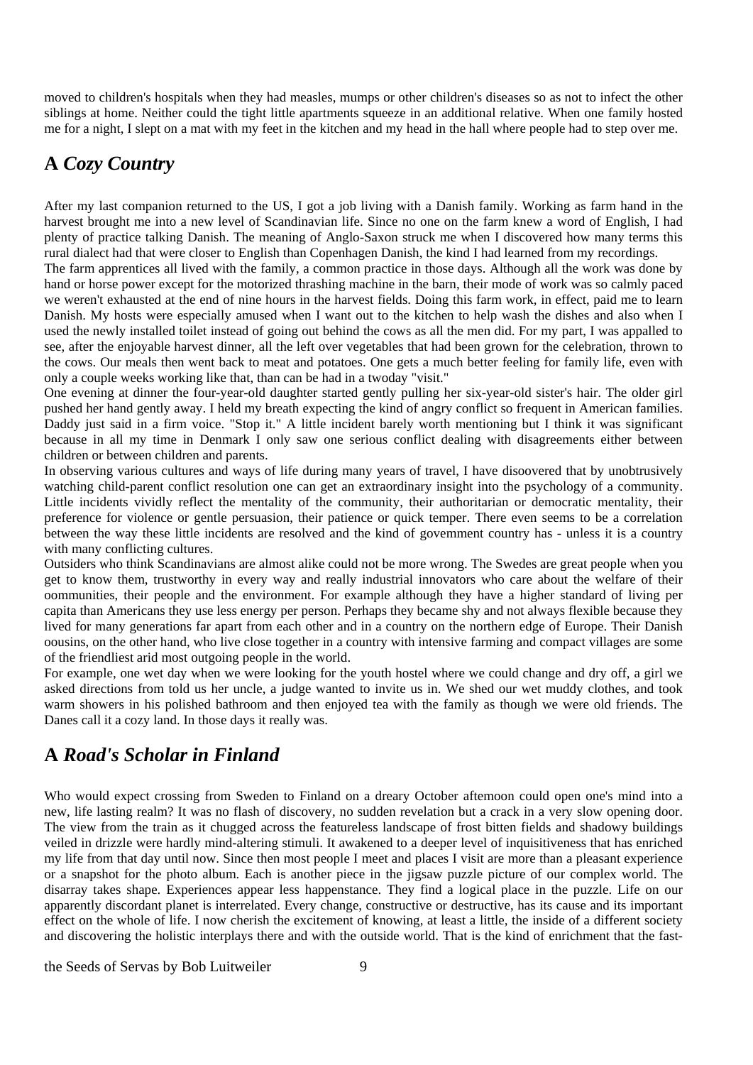moved to children's hospitals when they had measles, mumps or other children's diseases so as not to infect the other siblings at home. Neither could the tight little apartments squeeze in an additional relative. When one family hosted me for a night, I slept on a mat with my feet in the kitchen and my head in the hall where people had to step over me.

## A *Cozy Country*

After my last companion returned to the US, I got a job living with a Danish family. Working as farm hand in the harvest brought me into a new level of Scandinavian life. Since no one on the farm knew a word of English, I had plenty of practice talking Danish. The meaning of Anglo-Saxon struck me when I discovered how many terms this rural dialect had that were closer to English than Copenhagen Danish, the kind I had learned from my recordings.

The farm apprentices all lived with the family, a common practice in those days. Although all the work was done by hand or horse power except for the motorized thrashing machine in the barn, their mode of work was so calmly paced we weren't exhausted at the end of nine hours in the harvest fields. Doing this farm work, in effect, paid me to learn Danish. My hosts were especially amused when I want out to the kitchen to help wash the dishes and also when I used the newly installed toilet instead of going out behind the cows as all the men did. For my part, I was appalled to see, after the enjoyable harvest dinner, all the left over vegetables that had been grown for the celebration, thrown to the cows. Our meals then went back to meat and potatoes. One gets a much better feeling for family life, even with only a couple weeks working like that, than can be had in a twoday "visit."

One evening at dinner the four-year-old daughter started gently pulling her six-year-old sister's hair. The older girl pushed her hand gently away. I held my breath expecting the kind of angry conflict so frequent in American families. Daddy just said in a firm voice. "Stop it." A little incident barely worth mentioning but I think it was significant because in all my time in Denmark I only saw one serious conflict dealing with disagreements either between children or between children and parents.

In observing various cultures and ways of life during many years of travel, I have disoovered that by unobtrusively watching child-parent conflict resolution one can get an extraordinary insight into the psychology of a community. Little incidents vividly reflect the mentality of the community, their authoritarian or democratic mentality, their preference for violence or gentle persuasion, their patience or quick temper. There even seems to be a correlation between the way these little incidents are resolved and the kind of govemment country has - unless it is a country with many conflicting cultures.

Outsiders who think Scandinavians are almost alike could not be more wrong. The Swedes are great people when you get to know them, trustworthy in every way and really industrial innovators who care about the welfare of their oommunities, their people and the environment. For example although they have a higher standard of living per capita than Americans they use less energy per person. Perhaps they became shy and not always flexible because they lived for many generations far apart from each other and in a country on the northern edge of Europe. Their Danish oousins, on the other hand, who live close together in a country with intensive farming and compact villages are some of the friendliest arid most outgoing people in the world.

For example, one wet day when we were looking for the youth hostel where we could change and dry off, a girl we asked directions from told us her uncle, a judge wanted to invite us in. We shed our wet muddy clothes, and took warm showers in his polished bathroom and then enjoyed tea with the family as though we were old friends. The Danes call it a cozy land. In those days it really was.

## A *Road's Scholar in Finland*

Who would expect crossing from Sweden to Finland on a dreary October aftemoon could open one's mind into a new, life lasting realm? It was no flash of discovery, no sudden revelation but a crack in a very slow opening door. The view from the train as it chugged across the featureless landscape of frost bitten fields and shadowy buildings veiled in drizzle were hardly mind-altering stimuli. It awakened to a deeper level of inquisitiveness that has enriched my life from that day until now. Since then most people I meet and places I visit are more than a pleasant experience or a snapshot for the photo album. Each is another piece in the jigsaw puzzle picture of our complex world. The disarray takes shape. Experiences appear less happenstance. They find a logical place in the puzzle. Life on our apparently discordant planet is interrelated. Every change, constructive or destructive, has its cause and its important effect on the whole of life. I now cherish the excitement of knowing, at least a little, the inside of a different society and discovering the holistic interplays there and with the outside world. That is the kind of enrichment that the fast-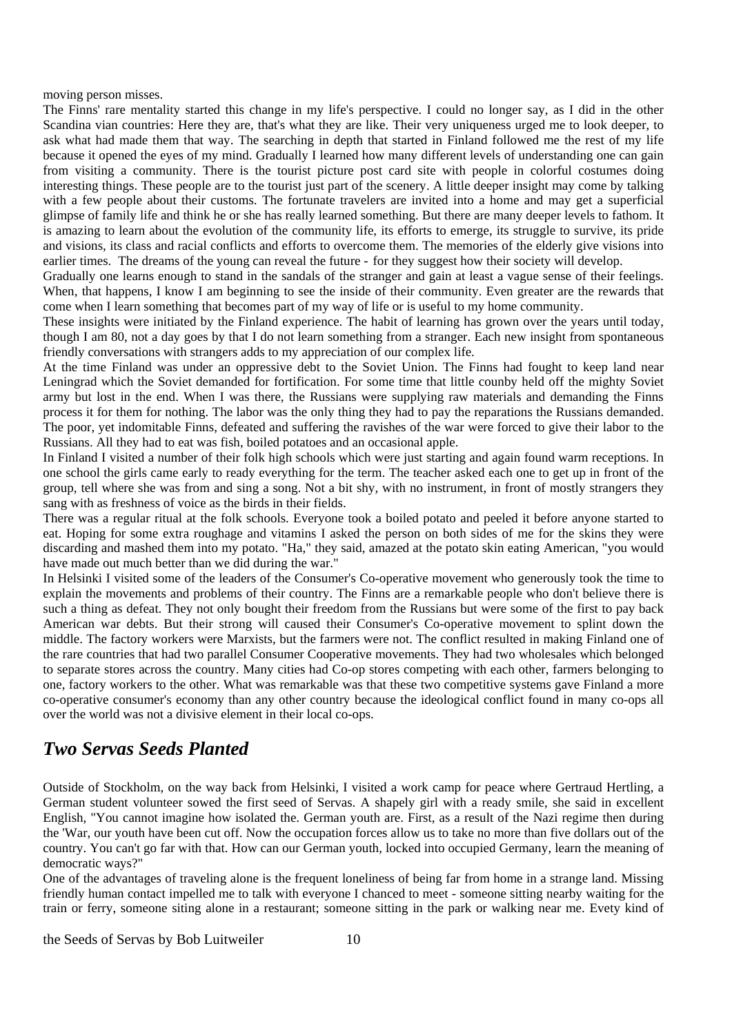moving person misses.

The Finns' rare mentality started this change in my life's perspective. I could no longer say, as I did in the other Scandina vian countries: Here they are, that's what they are like. Their very uniqueness urged me to look deeper, to ask what had made them that way. The searching in depth that started in Finland followed me the rest of my life because it opened the eyes of my mind. Gradually I learned how many different levels of understanding one can gain from visiting a community. There is the tourist picture post card site with people in colorful costumes doing interesting things. These people are to the tourist just part of the scenery. A little deeper insight may come by talking with a few people about their customs. The fortunate travelers are invited into a home and may get a superficial glimpse of family life and think he or she has really learned something. But there are many deeper levels to fathom. It is amazing to learn about the evolution of the community life, its efforts to emerge, its struggle to survive, its pride and visions, its class and racial conflicts and efforts to overcome them. The memories of the elderly give visions into earlier times. The dreams of the young can reveal the future - for they suggest how their society will develop.

Gradually one learns enough to stand in the sandals of the stranger and gain at least a vague sense of their feelings. When, that happens, I know I am beginning to see the inside of their community. Even greater are the rewards that come when I learn something that becomes part of my way of life or is useful to my home community.

These insights were initiated by the Finland experience. The habit of learning has grown over the years until today, though I am 80, not a day goes by that I do not learn something from a stranger. Each new insight from spontaneous friendly conversations with strangers adds to my appreciation of our complex life.

At the time Finland was under an oppressive debt to the Soviet Union. The Finns had fought to keep land near Leningrad which the Soviet demanded for fortification. For some time that little counby held off the mighty Soviet army but lost in the end. When I was there, the Russians were supplying raw materials and demanding the Finns process it for them for nothing. The labor was the only thing they had to pay the reparations the Russians demanded. The poor, yet indomitable Finns, defeated and suffering the ravishes of the war were forced to give their labor to the Russians. All they had to eat was fish, boiled potatoes and an occasional apple.

In Finland I visited a number of their folk high schools which were just starting and again found warm receptions. In one school the girls came early to ready everything for the term. The teacher asked each one to get up in front of the group, tell where she was from and sing a song. Not a bit shy, with no instrument, in front of mostly strangers they sang with as freshness of voice as the birds in their fields.

There was a regular ritual at the folk schools. Everyone took a boiled potato and peeled it before anyone started to eat. Hoping for some extra roughage and vitamins I asked the person on both sides of me for the skins they were discarding and mashed them into my potato. "Ha," they said, amazed at the potato skin eating American, "you would have made out much better than we did during the war."

In Helsinki I visited some of the leaders of the Consumer's Co-operative movement who generously took the time to explain the movements and problems of their country. The Finns are a remarkable people who don't believe there is such a thing as defeat. They not only bought their freedom from the Russians but were some of the first to pay back American war debts. But their strong will caused their Consumer's Co-operative movement to splint down the middle. The factory workers were Marxists, but the farmers were not. The conflict resulted in making Finland one of the rare countries that had two parallel Consumer Cooperative movements. They had two wholesales which belonged to separate stores across the country. Many cities had Co-op stores competing with each other, farmers belonging to one, factory workers to the other. What was remarkable was that these two competitive systems gave Finland a more co-operative consumer's economy than any other country because the ideological conflict found in many co-ops all over the world was not a divisive element in their local co-ops.

## *Two Servas Seeds Planted*

Outside of Stockholm, on the way back from Helsinki, I visited a work camp for peace where Gertraud Hertling, a German student volunteer sowed the first seed of Servas. A shapely girl with a ready smile, she said in excellent English, "You cannot imagine how isolated the. German youth are. First, as a result of the Nazi regime then during the 'War, our youth have been cut off. Now the occupation forces allow us to take no more than five dollars out of the country. You can't go far with that. How can our German youth, locked into occupied Germany, learn the meaning of democratic ways?"

One of the advantages of traveling alone is the frequent loneliness of being far from home in a strange land. Missing friendly human contact impelled me to talk with everyone I chanced to meet - someone sitting nearby waiting for the train or ferry, someone siting alone in a restaurant; someone sitting in the park or walking near me. Evety kind of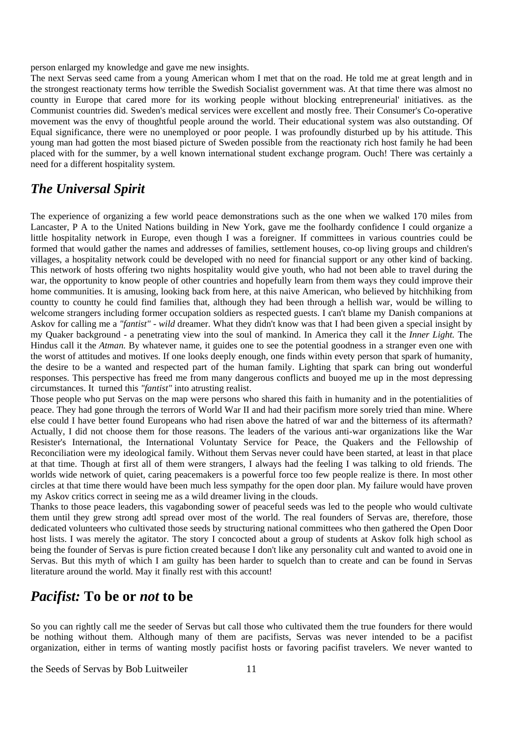person enlarged my knowledge and gave me new insights.

The next Servas seed came from a young American whom I met that on the road. He told me at great length and in the strongest reactionaty terms how terrible the Swedish Socialist government was. At that time there was almost no countty in Europe that cared more for its working people without blocking entrepreneurial' initiatives. as the Communist countries did. Sweden's medical services were excellent and mostly free. Their Consumer's Co-operative movement was the envy of thoughtful people around the world. Their educational system was also outstanding. Of Equal significance, there were no unemployed or poor people. I was profoundly disturbed up by his attitude. This young man had gotten the most biased picture of Sweden possible from the reactionaty rich host family he had been placed with for the summer, by a well known international student exchange program. Ouch! There was certainly a need for a different hospitality system.

## *The Universal Spirit*

The experience of organizing a few world peace demonstrations such as the one when we walked 170 miles from Lancaster, P A to the United Nations building in New York, gave me the foolhardy confidence I could organize a little hospitality network in Europe, even though I was a foreigner. If committees in various countries could be formed that would gather the names and addresses of families, settlement houses, co-op living groups and children's villages, a hospitality network could be developed with no need for financial support or any other kind of backing. This network of hosts offering two nights hospitality would give youth, who had not been able to travel during the war, the opportunity to know people of other countries and hopefully learn from them ways they could improve their home communities. It is amusing, looking back from here, at this naive American, who believed by hitchhiking from countty to countty he could find families that, although they had been through a hellish war, would be willing to welcome strangers including former occupation soldiers as respected guests. I can't blame my Danish companions at Askov for calling me a *"fantist" - wild* dreamer. What they didn't know was that I had been given a special insight by my Quaker background - a penetrating view into the soul of mankind. In America they call it the *Inner Light.* The Hindus call it the *Atman.* By whatever name, it guides one to see the potential goodness in a stranger even one with the worst of attitudes and motives. If one looks deeply enough, one finds within evety person that spark of humanity, the desire to be a wanted and respected part of the human family. Lighting that spark can bring out wonderful responses. This perspective has freed me from many dangerous conflicts and buoyed me up in the most depressing circumstances. It turned this *"fantist"* into atrusting realist.

Those people who put Servas on the map were persons who shared this faith in humanity and in the potentialities of peace. They had gone through the terrors of World War II and had their pacifism more sorely tried than mine. Where else could I have better found Europeans who had risen above the hatred of war and the bitterness of its aftermath? Actually, I did not choose them for those reasons. The leaders of the various anti-war organizations like the War Resister's International, the International Voluntaty Service for Peace, the Quakers and the Fellowship of Reconciliation were my ideological family. Without them Servas never could have been started, at least in that place at that time. Though at first all of them were strangers, I always had the feeling I was talking to old friends. The worlds wide network of quiet, caring peacemakers is a powerful force too few people realize is there. In most other circles at that time there would have been much less sympathy for the open door plan. My failure would have proven my Askov critics correct in seeing me as a wild dreamer living in the clouds.

Thanks to those peace leaders, this vagabonding sower of peaceful seeds was led to the people who would cultivate them until they grew strong adtl spread over most of the world. The real founders of Servas are, therefore, those dedicated volunteers who cultivated those seeds by structuring national committees who then gathered the Open Door host lists. I was merely the agitator. The story I concocted about a group of students at Askov folk high school as being the founder of Servas is pure fiction created because I don't like any personality cult and wanted to avoid one in Servas. But this myth of which I am guilty has been harder to squelch than to create and can be found in Servas literature around the world. May it finally rest with this account!

## *Pacifist:* To be or *not* to be

So you can rightly call me the seeder of Servas but call those who cultivated them the true founders for there would be nothing without them. Although many of them are pacifists, Servas was never intended to be a pacifist organization, either in terms of wanting mostly pacifist hosts or favoring pacifist travelers. We never wanted to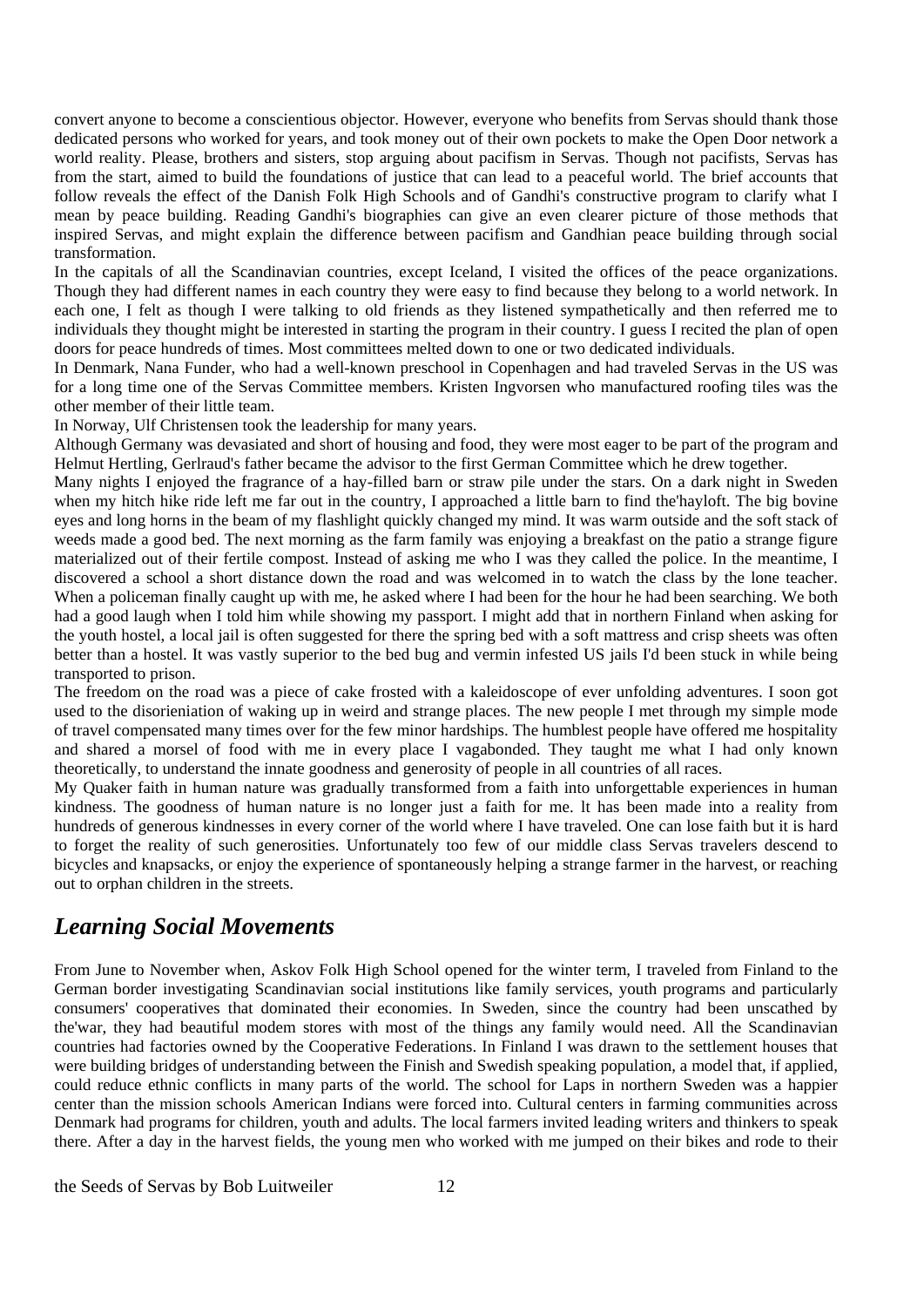convert anyone to become a conscientious objector. However, everyone who benefits from Servas should thank those dedicated persons who worked for years, and took money out of their own pockets to make the Open Door network a world reality. Please, brothers and sisters, stop arguing about pacifism in Servas. Though not pacifists, Servas has from the start, aimed to build the foundations of justice that can lead to a peaceful world. The brief accounts that follow reveals the effect of the Danish Folk High Schools and of Gandhi's constructive program to clarify what I mean by peace building. Reading Gandhi's biographies can give an even clearer picture of those methods that inspired Servas, and might explain the difference between pacifism and Gandhian peace building through social transformation.

In the capitals of all the Scandinavian countries, except Iceland, I visited the offices of the peace organizations. Though they had different names in each country they were easy to find because they belong to a world network. In each one, I felt as though I were talking to old friends as they listened sympathetically and then referred me to individuals they thought might be interested in starting the program in their country. I guess I recited the plan of open doors for peace hundreds of times. Most committees melted down to one or two dedicated individuals.

In Denmark, Nana Funder, who had a well-known preschool in Copenhagen and had traveled Servas in the US was for a long time one of the Servas Committee members. Kristen Ingvorsen who manufactured roofing tiles was the other member of their little team.

In Norway, Ulf Christensen took the leadership for many years.

Although Germany was devasiated and short of housing and food, they were most eager to be part of the program and Helmut Hertling, Gerlraud's father became the advisor to the first German Committee which he drew together.

Many nights I enjoyed the fragrance of a hay-filled barn or straw pile under the stars. On a dark night in Sweden when my hitch hike ride left me far out in the country, I approached a little barn to find the'hayloft. The big bovine eyes and long horns in the beam of my flashlight quickly changed my mind. It was warm outside and the soft stack of weeds made a good bed. The next morning as the farm family was enjoying a breakfast on the patio a strange figure materialized out of their fertile compost. Instead of asking me who I was they called the police. In the meantime, I discovered a school a short distance down the road and was welcomed in to watch the class by the lone teacher. When a policeman finally caught up with me, he asked where I had been for the hour he had been searching. We both had a good laugh when I told him while showing my passport. I might add that in northern Finland when asking for the youth hostel, a local jail is often suggested for there the spring bed with a soft mattress and crisp sheets was often better than a hostel. It was vastly superior to the bed bug and vermin infested US jails I'd been stuck in while being transported to prison.

The freedom on the road was a piece of cake frosted with a kaleidoscope of ever unfolding adventures. I soon got used to the disorieniation of waking up in weird and strange places. The new people I met through my simple mode of travel compensated many times over for the few minor hardships. The humblest people have offered me hospitality and shared a morsel of food with me in every place I vagabonded. They taught me what I had only known theoretically, to understand the innate goodness and generosity of people in all countries of all races.

My Quaker faith in human nature was gradually transformed from a faith into unforgettable experiences in human kindness. The goodness of human nature is no longer just a faith for me. lt has been made into a reality from hundreds of generous kindnesses in every corner of the world where I have traveled. One can lose faith but it is hard to forget the reality of such generosities. Unfortunately too few of our middle class Servas travelers descend to bicycles and knapsacks, or enjoy the experience of spontaneously helping a strange farmer in the harvest, or reaching out to orphan children in the streets.

## *Learning Social Movements*

From June to November when, Askov Folk High School opened for the winter term, I traveled from Finland to the German border investigating Scandinavian social institutions like family services, youth programs and particularly consumers' cooperatives that dominated their economies. In Sweden, since the country had been unscathed by the'war, they had beautiful modem stores with most of the things any family would need. All the Scandinavian countries had factories owned by the Cooperative Federations. In Finland I was drawn to the settlement houses that were building bridges of understanding between the Finish and Swedish speaking population, a model that, if applied, could reduce ethnic conflicts in many parts of the world. The school for Laps in northern Sweden was a happier center than the mission schools American Indians were forced into. Cultural centers in farming communities across Denmark had programs for children, youth and adults. The local farmers invited leading writers and thinkers to speak there. After a day in the harvest fields, the young men who worked with me jumped on their bikes and rode to their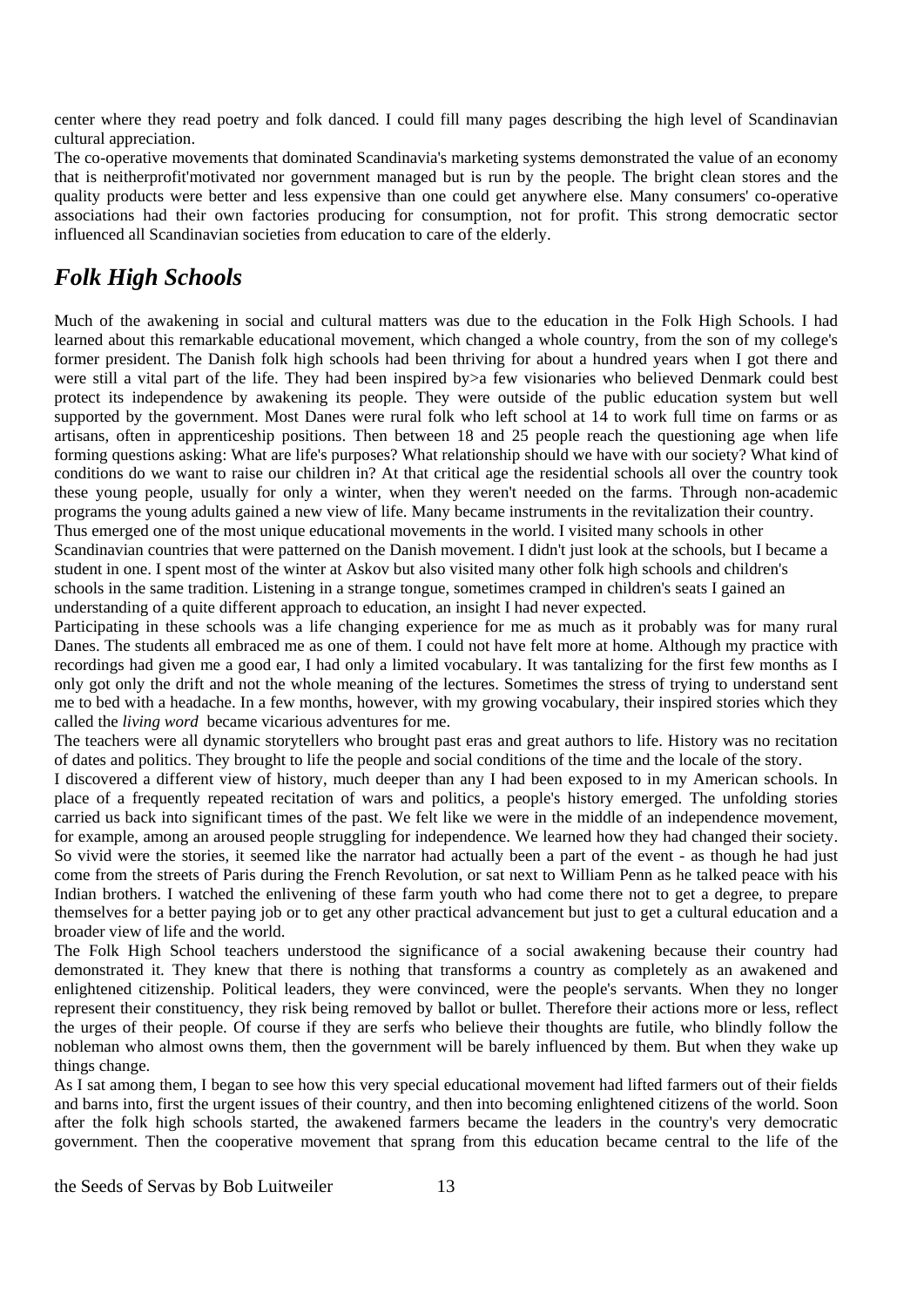center where they read poetry and folk danced. I could fill many pages describing the high level of Scandinavian cultural appreciation.

The co-operative movements that dominated Scandinavia's marketing systems demonstrated the value of an economy that is neitherprofit'motivated nor government managed but is run by the people. The bright clean stores and the quality products were better and less expensive than one could get anywhere else. Many consumers' co-operative associations had their own factories producing for consumption, not for profit. This strong democratic sector influenced all Scandinavian societies from education to care of the elderly.

## *Folk High Schools*

Much of the awakening in social and cultural matters was due to the education in the Folk High Schools. I had learned about this remarkable educational movement, which changed a whole country, from the son of my college's former president. The Danish folk high schools had been thriving for about a hundred years when I got there and were still a vital part of the life. They had been inspired by>a few visionaries who believed Denmark could best protect its independence by awakening its people. They were outside of the public education system but well supported by the government. Most Danes were rural folk who left school at 14 to work full time on farms or as artisans, often in apprenticeship positions. Then between 18 and 25 people reach the questioning age when life forming questions asking: What are life's purposes? What relationship should we have with our society? What kind of conditions do we want to raise our children in? At that critical age the residential schools all over the country took these young people, usually for only a winter, when they weren't needed on the farms. Through non-academic programs the young adults gained a new view of life. Many became instruments in the revitalization their country.

Thus emerged one of the most unique educational movements in the world. I visited many schools in other Scandinavian countries that were patterned on the Danish movement. I didn't just look at the schools, but I became a student in one. I spent most of the winter at Askov but also visited many other folk high schools and children's schools in the same tradition. Listening in a strange tongue, sometimes cramped in children's seats I gained an understanding of a quite different approach to education, an insight I had never expected.

Participating in these schools was a life changing experience for me as much as it probably was for many rural Danes. The students all embraced me as one of them. I could not have felt more at home. Although my practice with recordings had given me a good ear, I had only a limited vocabulary. It was tantalizing for the first few months as I only got only the drift and not the whole meaning of the lectures. Sometimes the stress of trying to understand sent me to bed with a headache. In a few months, however, with my growing vocabulary, their inspired stories which they called the *living word* became vicarious adventures for me.

The teachers were all dynamic storytellers who brought past eras and great authors to life. History was no recitation of dates and politics. They brought to life the people and social conditions of the time and the locale of the story.

I discovered a different view of history, much deeper than any I had been exposed to in my American schools. In place of a frequently repeated recitation of wars and politics, a people's history emerged. The unfolding stories carried us back into significant times of the past. We felt like we were in the middle of an independence movement, for example, among an aroused people struggling for independence. We learned how they had changed their society. So vivid were the stories, it seemed like the narrator had actually been a part of the event - as though he had just come from the streets of Paris during the French Revolution, or sat next to William Penn as he talked peace with his Indian brothers. I watched the enlivening of these farm youth who had come there not to get a degree, to prepare themselves for a better paying job or to get any other practical advancement but just to get a cultural education and a broader view of life and the world.

The Folk High School teachers understood the significance of a social awakening because their country had demonstrated it. They knew that there is nothing that transforms a country as completely as an awakened and enlightened citizenship. Political leaders, they were convinced, were the people's servants. When they no longer represent their constituency, they risk being removed by ballot or bullet. Therefore their actions more or less, reflect the urges of their people. Of course if they are serfs who believe their thoughts are futile, who blindly follow the nobleman who almost owns them, then the government will be barely influenced by them. But when they wake up things change.

As I sat among them, I began to see how this very special educational movement had lifted farmers out of their fields and barns into, first the urgent issues of their country, and then into becoming enlightened citizens of the world. Soon after the folk high schools started, the awakened farmers became the leaders in the country's very democratic government. Then the cooperative movement that sprang from this education became central to the life of the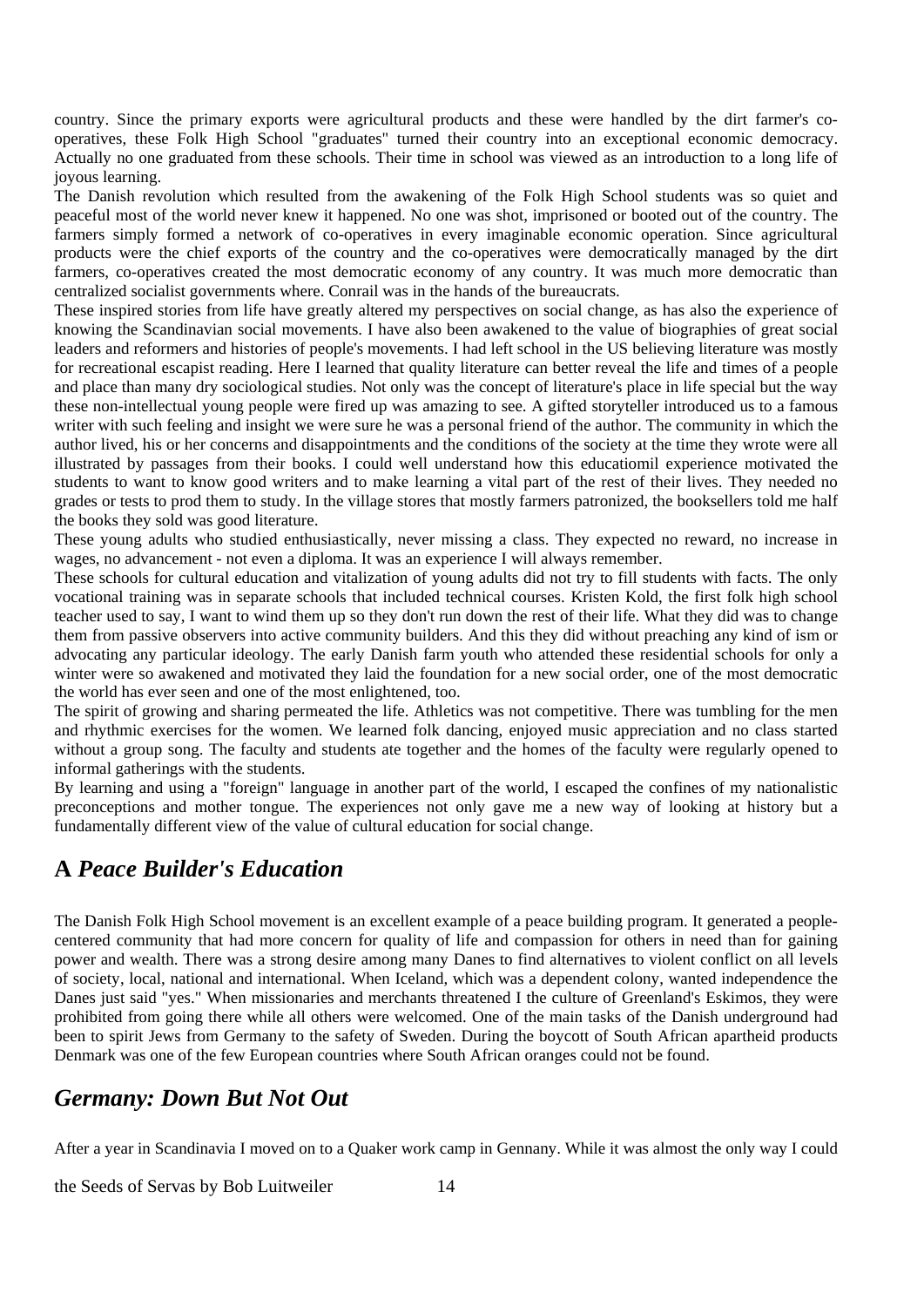country. Since the primary exports were agricultural products and these were handled by the dirt farmer's co-operatives, these Folk High School "graduates" turned their country into an exceptional economic democracy. Actually no one graduated from these schools. Their time in school was viewed as an introduction to a long life of joyous learning.

The Danish revolution which resulted from the awakening of the Folk High School students was so quiet and peaceful most of the world never knew it happened. No one was shot, imprisoned or booted out of the country. The farmers simply formed a network of co-operatives in every imaginable economic operation. Since agricultural products were the chief exports of the country and the co-operatives were democratically managed by the dirt farmers, co-operatives created the most democratic economy of any country. It was much more democratic than centralized socialist governments where. Conrail was in the hands of the bureaucrats.

These inspired stories from life have greatly altered my perspectives on social change, as has also the experience of knowing the Scandinavian social movements. I have also been awakened to the value of biographies of great social leaders and reformers and histories of people's movements. I had left school in the US believing literature was mostly for recreational escapist reading. Here I learned that quality literature can better reveal the life and times of a people and place than many dry sociological studies. Not only was the concept of literature's place in life special but the way these non-intellectual young people were fired up was amazing to see. A gifted storyteller introduced us to a famous writer with such feeling and insight we were sure he was a personal friend of the author. The community in which the author lived, his or her concerns and disappointments and the conditions of the society at the time they wrote were all illustrated by passages from their books. I could well understand how this educatiomil experience motivated the students to want to know good writers and to make learning a vital part of the rest of their lives. They needed no grades or tests to prod them to study. In the village stores that mostly farmers patronized, the booksellers told me half the books they sold was good literature.

These young adults who studied enthusiastically, never missing a class. They expected no reward, no increase in wages, no advancement - not even a diploma. It was an experience I will always remember.

These schools for cultural education and vitalization of young adults did not try to fill students with facts. The only vocational training was in separate schools that included technical courses. Kristen Kold, the first folk high school teacher used to say, I want to wind them up so they don't run down the rest of their life. What they did was to change them from passive observers into active community builders. And this they did without preaching any kind of ism or advocating any particular ideology. The early Danish farm youth who attended these residential schools for only a winter were so awakened and motivated they laid the foundation for a new social order, one of the most democratic the world has ever seen and one of the most enlightened, too.

The spirit of growing and sharing permeated the life. Athletics was not competitive. There was tumbling for the men and rhythmic exercises for the women. We learned folk dancing, enjoyed music appreciation and no class started without a group song. The faculty and students ate together and the homes of the faculty were regularly opened to informal gatherings with the students.

By learning and using a "foreign" language in another part of the world, I escaped the confines of my nationalistic preconceptions and mother tongue. The experiences not only gave me a new way of looking at history but a fundamentally different view of the value of cultural education for social change.

## A *Peace Builder's Education*

The Danish Folk High School movement is an excellent example of a peace building program. It generated a people-centered community that had more concern for quality of life and compassion for others in need than for gaining power and wealth. There was a strong desire among many Danes to find alternatives to violent conflict on all levels of society, local, national and international. When Iceland, which was a dependent colony, wanted independence the Danes just said "yes." When missionaries and merchants threatened I the culture of Greenland's Eskimos, they were prohibited from going there while all others were welcomed. One of the main tasks of the Danish underground had been to spirit Jews from Germany to the safety of Sweden. During the boycott of South African apartheid products Denmark was one of the few European countries where South African oranges could not be found.

## *Germany: Down But Not Out*

After a year in Scandinavia I moved on to a Quaker work camp in Gennany. While it was almost the only way I could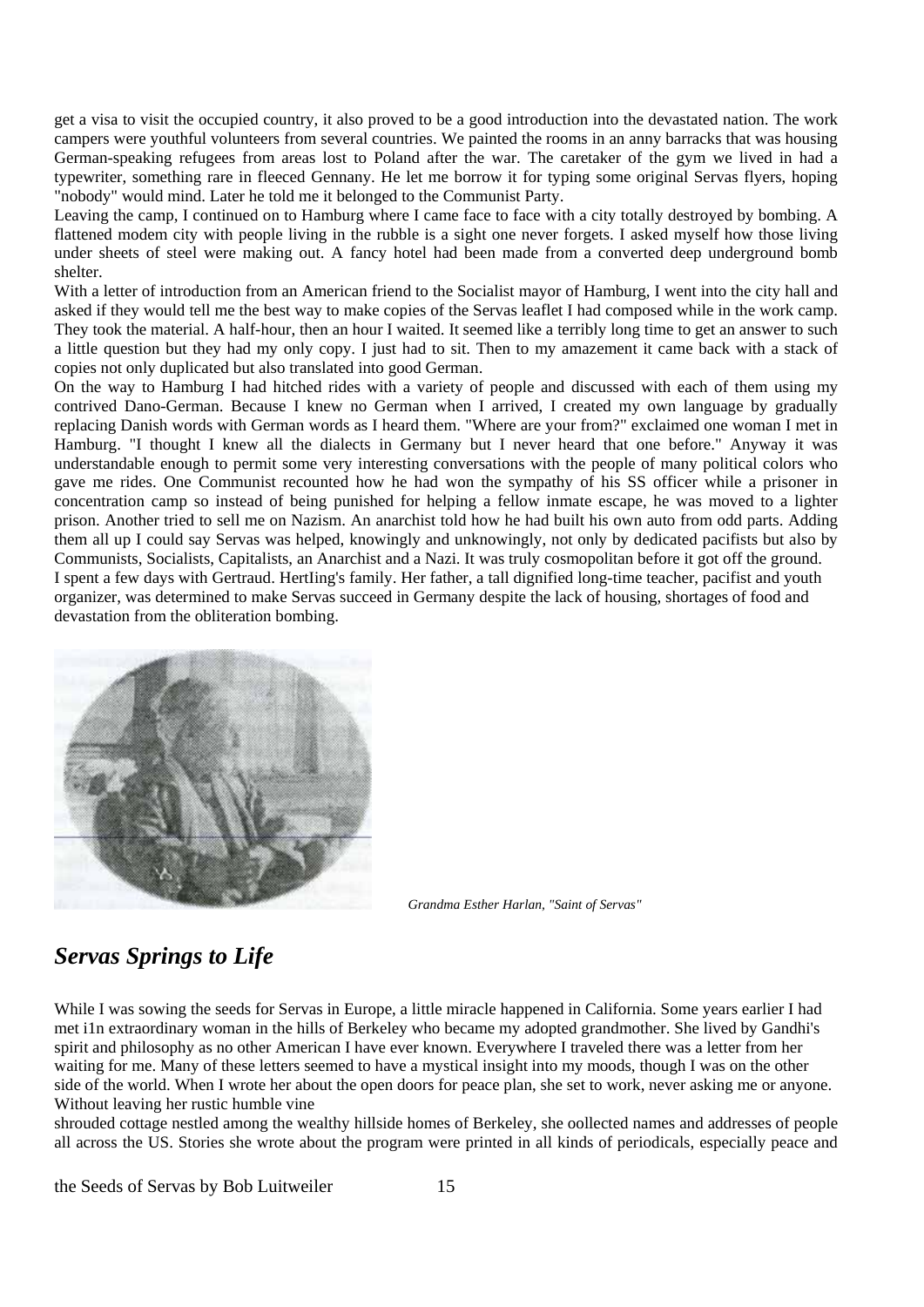get a visa to visit the occupied country, it also proved to be a good introduction into the devastated nation. The work campers were youthful volunteers from several countries. We painted the rooms in an anny barracks that was housing German-speaking refugees from areas lost to Poland after the war. The caretaker of the gym we lived in had a typewriter, something rare in fleeced Gennany. He let me borrow it for typing some original Servas flyers, hoping "nobody" would mind. Later he told me it belonged to the Communist Party.

Leaving the camp, I continued on to Hamburg where I came face to face with a city totally destroyed by bombing. A flattened modem city with people living in the rubble is a sight one never forgets. I asked myself how those living under sheets of steel were making out. A fancy hotel had been made from a converted deep underground bomb shelter.

With a letter of introduction from an American friend to the Socialist mayor of Hamburg, I went into the city hall and asked if they would tell me the best way to make copies of the Servas leaflet I had composed while in the work camp. They took the material. A half-hour, then an hour I waited. It seemed like a terribly long time to get an answer to such a little question but they had my only copy. I just had to sit. Then to my amazement it came back with a stack of copies not only duplicated but also translated into good German.

On the way to Hamburg I had hitched rides with a variety of people and discussed with each of them using my contrived Dano-German. Because I knew no German when I arrived, I created my own language by gradually replacing Danish words with German words as I heard them. "Where are your from?" exclaimed one woman I met in Hamburg. "I thought I knew all the dialects in Germany but I never heard that one before." Anyway it was understandable enough to permit some very interesting conversations with the people of many political colors who gave me rides. One Communist recounted how he had won the sympathy of his SS officer while a prisoner in concentration camp so instead of being punished for helping a fellow inmate escape, he was moved to a lighter prison. Another tried to sell me on Nazism. An anarchist told how he had built his own auto from odd parts. Adding them all up I could say Servas was helped, knowingly and unknowingly, not only by dedicated pacifists but also by Communists, Socialists, Capitalists, an Anarchist and a Nazi. It was truly cosmopolitan before it got off the ground.

I spent a few days with Gertraud. HertIing's family. Her father, a tall dignified long-time teacher, pacifist and youth organizer, was determined to make Servas succeed in Germany despite the lack of housing, shortages of food and devastation from the obliteration bombing.

*Grandma Esther Harlan, "Saint of Servas"*

## *Servas Springs to Life*

While I was sowing the seeds for Servas in Europe, a little miracle happened in California. Some years earlier I had met i1n extraordinary woman in the hills of Berkeley who became my adopted grandmother. She lived by Gandhi's spirit and philosophy as no other American I have ever known. Everywhere I traveled there was a letter from her waiting for me. Many of these letters seemed to have a mystical insight into my moods, though I was on the other side of the world. When I wrote her about the open doors for peace plan, she set to work, never asking me or anyone. Without leaving her rustic humble vine shrouded cottage nestled among the wealthy hillside homes of Berkeley, she oollected names and addresses of people all across the US. Stories she wrote about the program were printed in all kinds of periodicals, especially peace and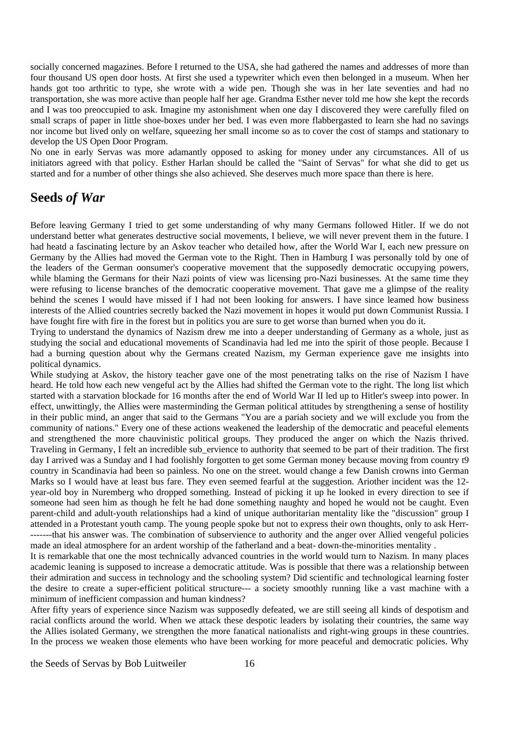socially concerned magazines. Before I returned to the USA, she had gathered the names and addresses of more than four thousand US open door hosts. At first she used a typewriter which even then belonged in a museum. When her hands got too arthritic to type, she wrote with a wide pen. Though she was in her late seventies and had no transportation, she was more active than people half her age. Grandma Esther never told me how she kept the records and I was too preoccupied to ask. Imagine my astonishment when one day I discovered they were carefully filed on small scraps of paper in little shoe-boxes under her bed. I was even more flabbergasted to learn she had no savings nor income but lived only on welfare, squeezing her small income so as to cover the cost of stamps and stationary to develop the US Open Door Program.

No one in early Servas was more adamantly opposed to asking for money under any circumstances. All of us initiators agreed with that policy. Esther Harlan should be called the "Saint of Servas" for what she did to get us started and for a number of other things she also achieved. She deserves much more space than there is here.

## Seeds *of War*

Before leaving Germany I tried to get some understanding of why many Germans followed Hitler. If we do not understand better what generates destructive social movements, I believe, we will never prevent them in the future. I had heatd a fascinating lecture by an Askov teacher who detailed how, after the World War I, each new pressure on Germany by the Allies had moved the German vote to the Right. Then in Hamburg I was personally told by one of the leaders of the German oonsumer's cooperative movement that the supposedly democratic occupying powers, while blaming the Germans for their Nazi points of view was licensing pro-Nazi businesses. At the same time they were refusing to license branches of the democratic cooperative movement. That gave me a glimpse of the reality behind the scenes I would have missed if I had not been looking for answers. I have since leamed how business interests of the Allied countries secretly backed the Nazi movement in hopes it would put down Communist Russia. I have fought fire with fire in the forest but in politics you are sure to get worse than burned when you do it.

Trying to understand the dynamics of Nazism drew me into a deeper understanding of Germany as a whole, just as studying the social and educational movements of Scandinavia had led me into the spirit of those people. Because I had a burning question about why the Germans created Nazism, my German experience gave me insights into political dynamics.

While studying at Askov, the history teacher gave one of the most penetrating talks on the rise of Nazism I have heard. He told how each new vengeful act by the Allies had shifted the German vote to the right. The long list which started with a starvation blockade for 16 months after the end of World War II led up to Hitler's sweep into power. In effect, unwittingly, the Allies were masterminding the German political attitudes by strengthening a sense of hostility in their public mind, an anger that said to the Germans "You are a pariah society and we will exclude you from the community of nations." Every one of these actions weakened the leadership of the democratic and peaceful elements and strengthened the more chauvinistic political groups. They produced the anger on which the Nazis thrived.

Traveling in Germany, I felt an incredible sub_ervience to authority that seemed to be part of their tradition. The first day I arrived was a Sunday and I had foolishly forgotten to get some German money because moving from country t9 country in Scandinavia had been so painless. No one on the street. would change a few Danish crowns into German Marks so I would have at least bus fare. They even seemed fearful at the suggestion. Ariother incident was the 12-year-old boy in Nuremberg who dropped something. Instead of picking it up he looked in every direction to see if someone had seen him as though he felt he had done something naughty and hoped he would not be caught. Even parent-child and adult-youth relationships had a kind of unique authoritarian mentality like the "discussion" group I attended in a Protestant youth camp. The young people spoke but not to express their own thoughts, only to ask Herr--------that his answer was. The combination of subservience to authority and the anger over Allied vengeful policies made an ideal atmosphere for an ardent worship of the fatherland and a beat- down-the-minorities mentality .

It is remarkable that one the most technically advanced countries in the world would turn to Nazism. In many places academic leaning is supposed to increase a democratic attitude. Was is possible that there was a relationship between their admiration and success in technology and the schooling system? Did scientific and technological learning foster the desire to create a super-efficient political structure--- a society smoothly running like a vast machine with a minimum of inefficient compassion and human kindness?

After fifty years of experience since Nazism was supposedly defeated, we are still seeing all kinds of despotism and racial conflicts around the world. When we attack these despotic leaders by isolating their countries, the same way the Allies isolated Germany, we strengthen the more fanatical nationalists and right-wing groups in these countries. In the process we weaken those elements who have been working for more peaceful and democratic policies. Why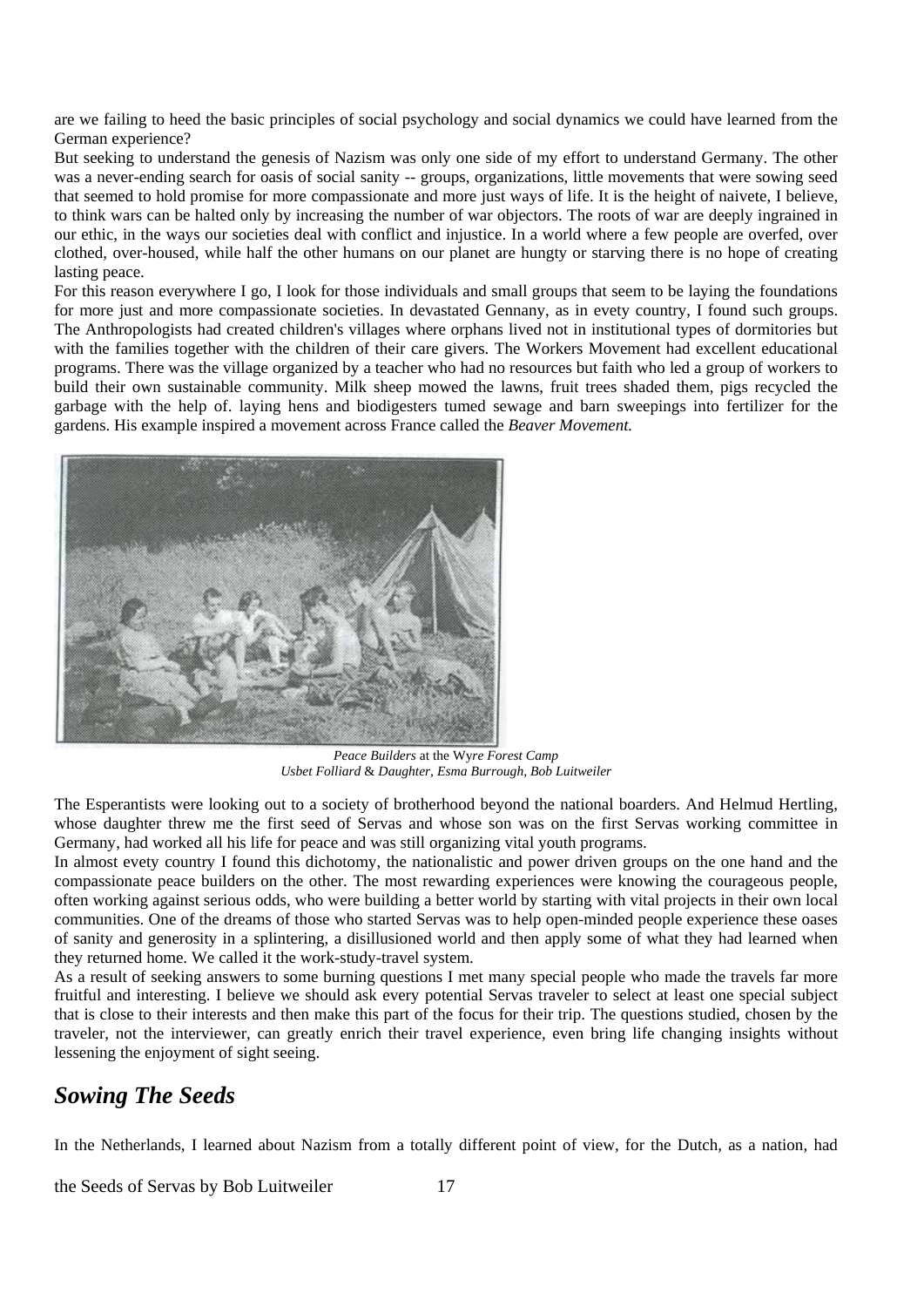are we failing to heed the basic principles of social psychology and social dynamics we could have learned from the German experience?

But seeking to understand the genesis of Nazism was only one side of my effort to understand Germany. The other was a never-ending search for oasis of social sanity -- groups, organizations, little movements that were sowing seed that seemed to hold promise for more compassionate and more just ways of life. It is the height of naivete, I believe, to think wars can be halted only by increasing the number of war objectors. The roots of war are deeply ingrained in our ethic, in the ways our societies deal with conflict and injustice. In a world where a few people are overfed, over clothed, over-housed, while half the other humans on our planet are hungty or starving there is no hope of creating lasting peace.

For this reason everywhere I go, I look for those individuals and small groups that seem to be laying the foundations for more just and more compassionate societies. In devastated Gennany, as in evety country, I found such groups. The Anthropologists had created children's villages where orphans lived not in institutional types of dormitories but with the families together with the children of their care givers. The Workers Movement had excellent educational programs. There was the village organized by a teacher who had no resources but faith who led a group of workers to build their own sustainable community. Milk sheep mowed the lawns, fruit trees shaded them, pigs recycled the garbage with the help of. laying hens and biodigesters tumed sewage and barn sweepings into fertilizer for the gardens. His example inspired a movement across France called the *Beaver Movement.*

*Peace Builders* at the Wy*re Forest Camp*
*Usbet Folliard* & *Daughter, Esma Burrough, Bob Luitweiler*

The Esperantists were looking out to a society of brotherhood beyond the national boarders. And Helmud Hertling, whose daughter threw me the first seed of Servas and whose son was on the first Servas working committee in Germany, had worked all his life for peace and was still organizing vital youth programs.

In almost evety country I found this dichotomy, the nationalistic and power driven groups on the one hand and the compassionate peace builders on the other. The most rewarding experiences were knowing the courageous people, often working against serious odds, who were building a better world by starting with vital projects in their own local communities. One of the dreams of those who started Servas was to help open-minded people experience these oases of sanity and generosity in a splintering, a disillusioned world and then apply some of what they had learned when they returned home. We called it the work-study-travel system.

As a result of seeking answers to some burning questions I met many special people who made the travels far more fruitful and interesting. I believe we should ask every potential Servas traveler to select at least one special subject that is close to their interests and then make this part of the focus for their trip. The questions studied, chosen by the traveler, not the interviewer, can greatly enrich their travel experience, even bring life changing insights without lessening the enjoyment of sight seeing.

## *Sowing The Seeds*

In the Netherlands, I learned about Nazism from a totally different point of view, for the Dutch, as a nation, had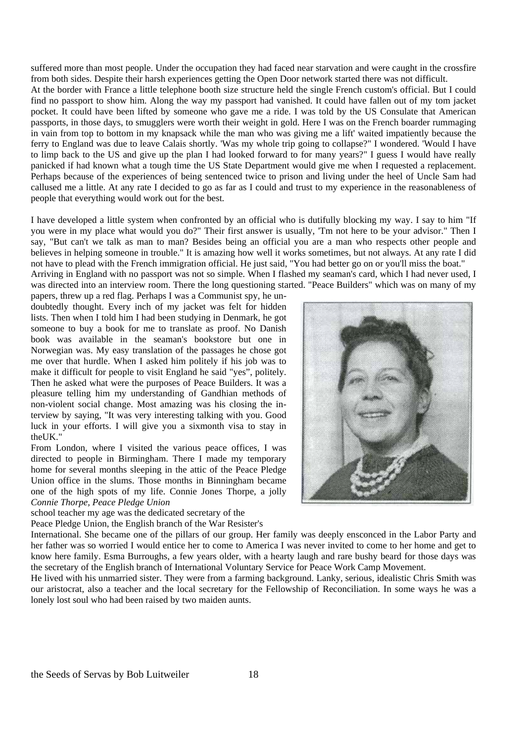suffered more than most people. Under the occupation they had faced near starvation and were caught in the crossfire from both sides. Despite their harsh experiences getting the Open Door network started there was not difficult.

At the border with France a little telephone booth size structure held the single French custom's official. But I could find no passport to show him. Along the way my passport had vanished. It could have fallen out of my tom jacket pocket. It could have been lifted by someone who gave me a ride. I was told by the US Consulate that American passports, in those days, to smugglers were worth their weight in gold. Here I was on the French boarder rummaging in vain from top to bottom in my knapsack while the man who was giving me a lift' waited impatiently because the ferry to England was due to leave Calais shortly. 'Was my whole trip going to collapse?" I wondered. 'Would I have to limp back to the US and give up the plan I had looked forward to for many years?" I guess I would have really panicked if had known what a tough time the US State Department would give me when I requested a replacement. Perhaps because of the experiences of being sentenced twice to prison and living under the heel of Uncle Sam had callused me a little. At any rate I decided to go as far as I could and trust to my experience in the reasonableness of people that everything would work out for the best.

I have developed a little system when confronted by an official who is dutifully blocking my way. I say to him "If you were in my place what would you do?" Their first answer is usually, 'I'm not here to be your advisor." Then I say, "But can't we talk as man to man? Besides being an official you are a man who respects other people and believes in helping someone in trouble." It is amazing how well it works sometimes, but not always. At any rate I did not have to plead with the French immigration official. He just said, "You had better go on or you'll miss the boat."

Arriving in England with no passport was not so simple. When I flashed my seaman's card, which I had never used, I was directed into an interview room. There the long questioning started. "Peace Builders" which was on many of my papers, threw up a red flag. Perhaps I was a Communist spy, he undoubtedly thought. Every inch of my jacket was felt for hidden lists. Then when I told him I had been studying in Denmark, he got someone to buy a book for me to translate as proof. No Danish book was available in the seaman's bookstore but one in Norwegian was. My easy translation of the passages he chose got me over that hurdle. When I asked him politely if his job was to make it difficult for people to visit England he said "yes", politely. Then he asked what were the purposes of Peace Builders. It was a pleasure telling him my understanding of Gandhian methods of non-violent social change. Most amazing was his closing the interview by saying, "It was very interesting talking with you. Good luck in your efforts. I will give you a sixmonth visa to stay in theUK."

From London, where I visited the various peace offices, I was directed to people in Birmingham. There I made my temporary home for several months sleeping in the attic of the Peace Pledge Union office in the slums. Those months in Binningham became one of the high spots of my life. Connie Jones Thorpe, a jolly school teacher my age was the dedicated secretary of the Peace Pledge Union, the English branch of the War Resister's International. She became one of the pillars of our group. Her family was deeply ensconced in the Labor Party and her father was so worried I would entice her to come to America I was never invited to come to her home and get to know here family. Esma Burroughs, a few years older, with a hearty laugh and rare bushy beard for those days was the secretary of the English branch of International Voluntary Service for Peace Work Camp Movement.

*Connie Thorpe, Peace Pledge Union*

He lived with his unmarried sister. They were from a farming background. Lanky, serious, idealistic Chris Smith was our aristocrat, also a teacher and the local secretary for the Fellowship of Reconciliation. In some ways he was a lonely lost soul who had been raised by two maiden aunts.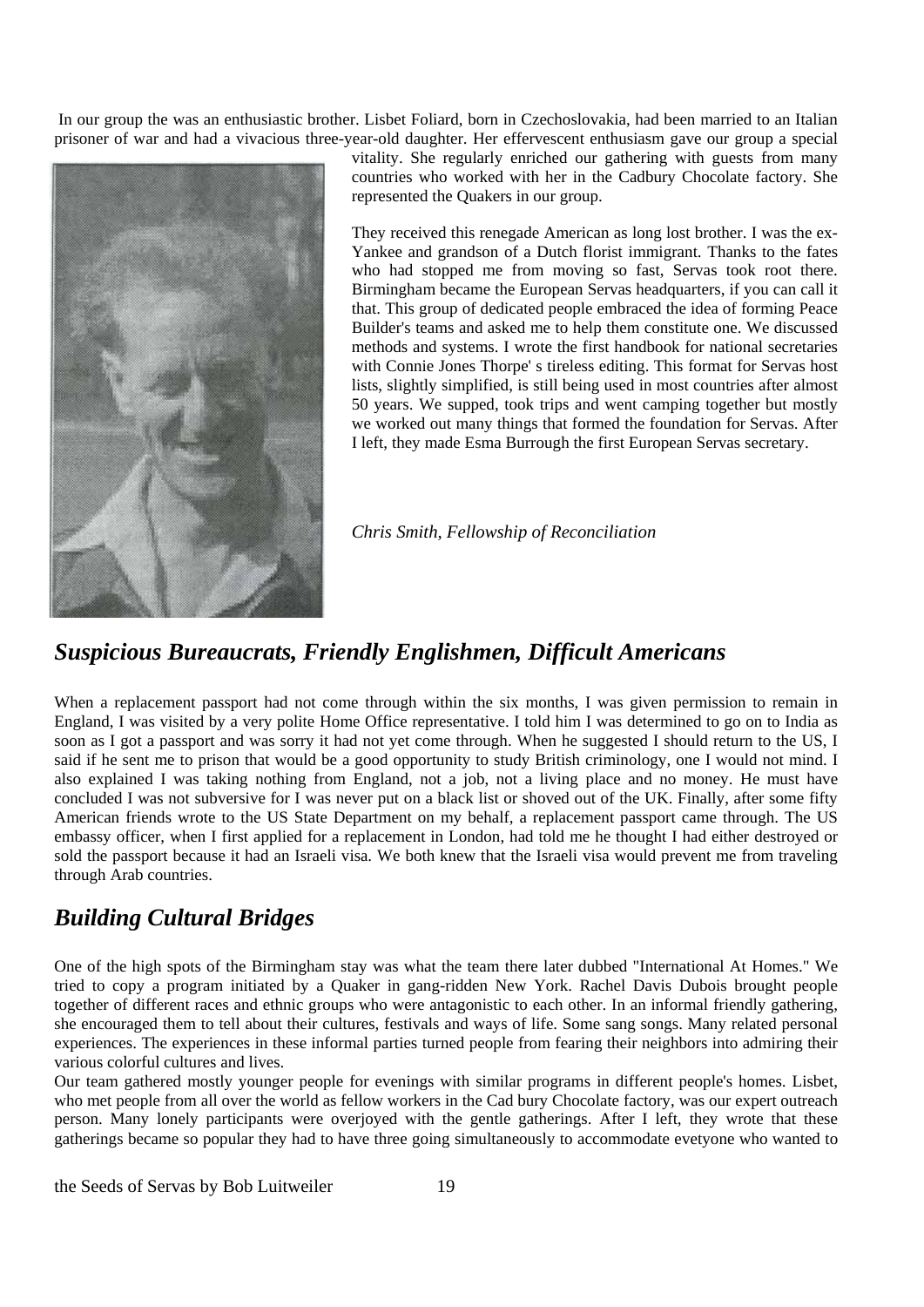In our group the was an enthusiastic brother. Lisbet Foliard, born in Czechoslovakia, had been married to an Italian prisoner of war and had a vivacious three-year-old daughter. Her effervescent enthusiasm gave our group a special vitality. She regularly enriched our gathering with guests from many countries who worked with her in the Cadbury Chocolate factory. She represented the Quakers in our group.

They received this renegade American as long lost brother. I was the ex-Yankee and grandson of a Dutch florist immigrant. Thanks to the fates who had stopped me from moving so fast, Servas took root there. Birmingham became the European Servas headquarters, if you can call it that. This group of dedicated people embraced the idea of forming Peace Builder's teams and asked me to help them constitute one. We discussed methods and systems. I wrote the first handbook for national secretaries with Connie Jones Thorpe' s tireless editing. This format for Servas host lists, slightly simplified, is still being used in most countries after almost 50 years. We supped, took trips and went camping together but mostly we worked out many things that formed the foundation for Servas. After I left, they made Esma Burrough the first European Servas secretary.

*Chris Smith, Fellowship of Reconciliation*

## *Suspicious Bureaucrats, Friendly Englishmen, Difficult Americans*

When a replacement passport had not come through within the six months, I was given permission to remain in England, I was visited by a very polite Home Office representative. I told him I was determined to go on to India as soon as I got a passport and was sorry it had not yet come through. When he suggested I should return to the US, I said if he sent me to prison that would be a good opportunity to study British criminology, one I would not mind. I also explained I was taking nothing from England, not a job, not a living place and no money. He must have concluded I was not subversive for I was never put on a black list or shoved out of the UK. Finally, after some fifty American friends wrote to the US State Department on my behalf, a replacement passport came through. The US embassy officer, when I first applied for a replacement in London, had told me he thought I had either destroyed or sold the passport because it had an Israeli visa. We both knew that the Israeli visa would prevent me from traveling through Arab countries.

## *Building Cultural Bridges*

One of the high spots of the Birmingham stay was what the team there later dubbed "International At Homes." We tried to copy a program initiated by a Quaker in gang-ridden New York. Rachel Davis Dubois brought people together of different races and ethnic groups who were antagonistic to each other. In an informal friendly gathering, she encouraged them to tell about their cultures, festivals and ways of life. Some sang songs. Many related personal experiences. The experiences in these informal parties turned people from fearing their neighbors into admiring their various colorful cultures and lives.

Our team gathered mostly younger people for evenings with similar programs in different people's homes. Lisbet, who met people from all over the world as fellow workers in the Cad bury Chocolate factory, was our expert outreach person. Many lonely participants were overjoyed with the gentle gatherings. After I left, they wrote that these gatherings became so popular they had to have three going simultaneously to accommodate evetyone who wanted to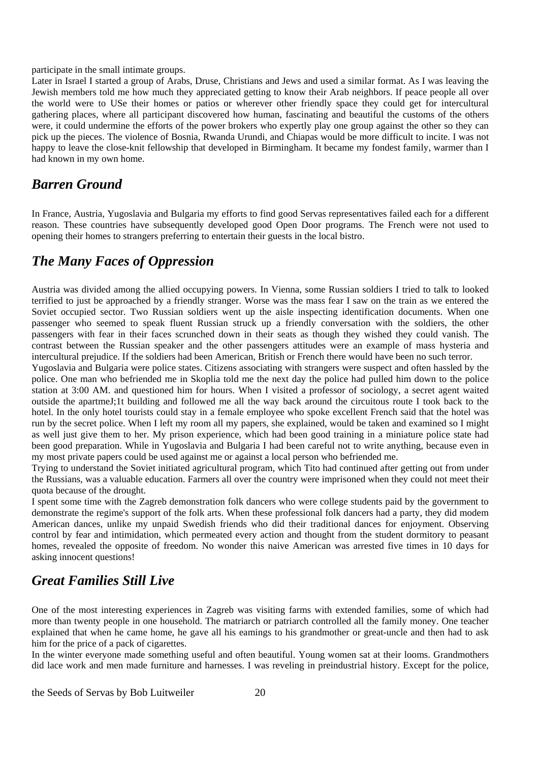participate in the small intimate groups.

Later in Israel I started a group of Arabs, Druse, Christians and Jews and used a similar format. As I was leaving the Jewish members told me how much they appreciated getting to know their Arab neighbors. If peace people all over the world were to USe their homes or patios or wherever other friendly space they could get for intercultural gathering places, where all participant discovered how human, fascinating and beautiful the customs of the others were, it could undermine the efforts of the power brokers who expertly play one group against the other so they can pick up the pieces. The violence of Bosnia, Rwanda Urundi, and Chiapas would be more difficult to incite. I was not happy to leave the close-knit fellowship that developed in Birmingham. It became my fondest family, warmer than I had known in my own home.

## *Barren Ground*

In France, Austria, Yugoslavia and Bulgaria my efforts to find good Servas representatives failed each for a different reason. These countries have subsequently developed good Open Door programs. The French were not used to opening their homes to strangers preferring to entertain their guests in the local bistro.

## *The Many Faces of Oppression*

Austria was divided among the allied occupying powers. In Vienna, some Russian soldiers I tried to talk to looked terrified to just be approached by a friendly stranger. Worse was the mass fear I saw on the train as we entered the Soviet occupied sector. Two Russian soldiers went up the aisle inspecting identification documents. When one passenger who seemed to speak fluent Russian struck up a friendly conversation with the soldiers, the other passengers with fear in their faces scrunched down in their seats as though they wished they could vanish. The contrast between the Russian speaker and the other passengers attitudes were an example of mass hysteria and intercultural prejudice. If the soldiers had been American, British or French there would have been no such terror.

Yugoslavia and Bulgaria were police states. Citizens associating with strangers were suspect and often hassled by the police. One man who befriended me in Skoplia told me the next day the police had pulled him down to the police station at 3:00 AM. and questioned him for hours. When I visited a professor of sociology, a secret agent waited outside the apartmeJ;1t building and followed me all the way back around the circuitous route I took back to the hotel. In the only hotel tourists could stay in a female employee who spoke excellent French said that the hotel was run by the secret police. When I left my room all my papers, she explained, would be taken and examined so I might as well just give them to her. My prison experience, which had been good training in a miniature police state had been good preparation. While in Yugoslavia and Bulgaria I had been careful not to write anything, because even in my most private papers could be used against me or against a local person who befriended me.

Trying to understand the Soviet initiated agricultural program, which Tito had continued after getting out from under the Russians, was a valuable education. Farmers all over the country were imprisoned when they could not meet their quota because of the drought.

I spent some time with the Zagreb demonstration folk dancers who were college students paid by the government to demonstrate the regime's support of the folk arts. When these professional folk dancers had a party, they did modem American dances, unlike my unpaid Swedish friends who did their traditional dances for enjoyment. Observing control by fear and intimidation, which permeated every action and thought from the student dormitory to peasant homes, revealed the opposite of freedom. No wonder this naive American was arrested five times in 10 days for asking innocent questions!

## *Great Families Still Live*

One of the most interesting experiences in Zagreb was visiting farms with extended families, some of which had more than twenty people in one household. The matriarch or patriarch controlled all the family money. One teacher explained that when he came home, he gave all his eamings to his grandmother or great-uncle and then had to ask him for the price of a pack of cigarettes.

In the winter everyone made something useful and often beautiful. Young women sat at their looms. Grandmothers did lace work and men made furniture and harnesses. I was reveling in preindustrial history. Except for the police,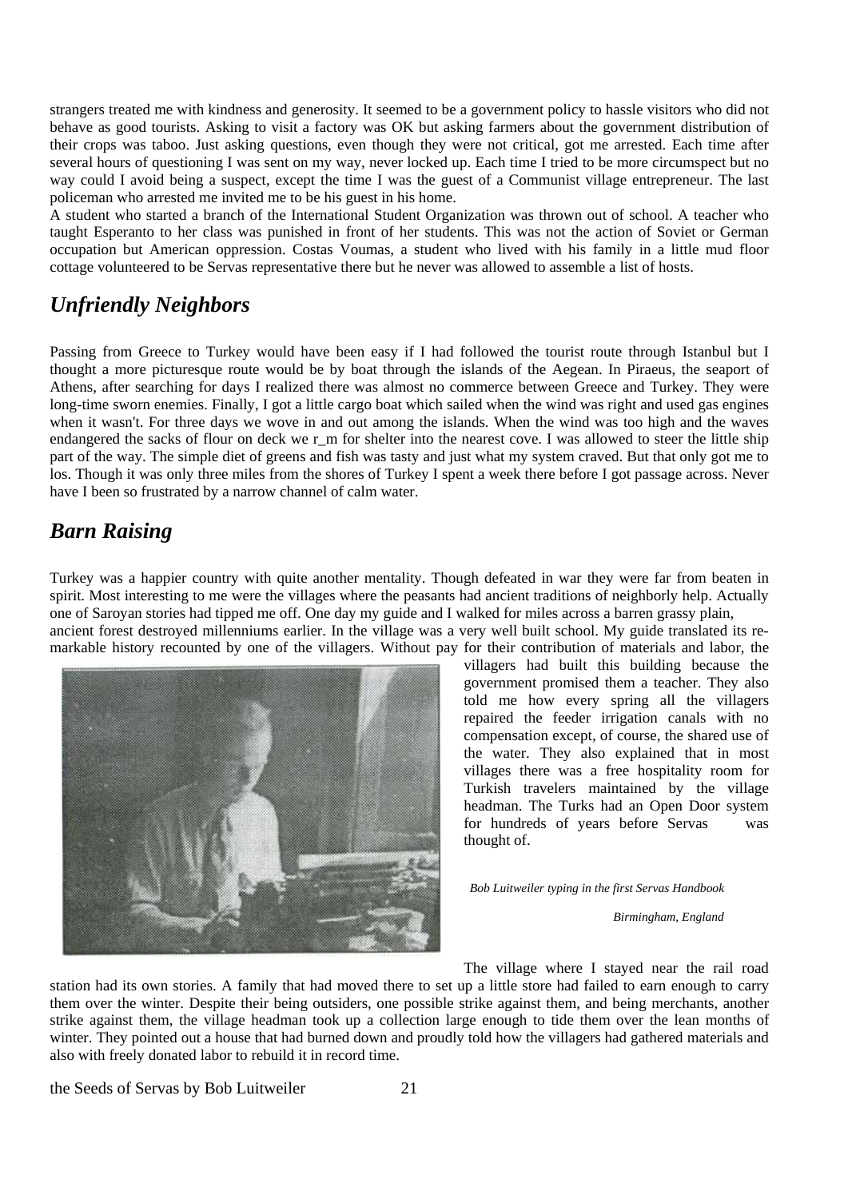strangers treated me with kindness and generosity. It seemed to be a government policy to hassle visitors who did not behave as good tourists. Asking to visit a factory was OK but asking farmers about the government distribution of their crops was taboo. Just asking questions, even though they were not critical, got me arrested. Each time after several hours of questioning I was sent on my way, never locked up. Each time I tried to be more circumspect but no way could I avoid being a suspect, except the time I was the guest of a Communist village entrepreneur. The last policeman who arrested me invited me to be his guest in his home.

A student who started a branch of the International Student Organization was thrown out of school. A teacher who taught Esperanto to her class was punished in front of her students. This was not the action of Soviet or German occupation but American oppression. Costas Voumas, a student who lived with his family in a little mud floor cottage volunteered to be Servas representative there but he never was allowed to assemble a list of hosts.

## *Unfriendly Neighbors*

Passing from Greece to Turkey would have been easy if I had followed the tourist route through Istanbul but I thought a more picturesque route would be by boat through the islands of the Aegean. In Piraeus, the seaport of Athens, after searching for days I realized there was almost no commerce between Greece and Turkey. They were long-time sworn enemies. Finally, I got a little cargo boat which sailed when the wind was right and used gas engines when it wasn't. For three days we wove in and out among the islands. When the wind was too high and the waves endangered the sacks of flour on deck we r_m for shelter into the nearest cove. I was allowed to steer the little ship part of the way. The simple diet of greens and fish was tasty and just what my system craved. But that only got me to los. Though it was only three miles from the shores of Turkey I spent a week there before I got passage across. Never have I been so frustrated by a narrow channel of calm water.

## *Barn Raising*

Turkey was a happier country with quite another mentality. Though defeated in war they were far from beaten in spirit. Most interesting to me were the villages where the peasants had ancient traditions of neighborly help. Actually one of Saroyan stories had tipped me off. One day my guide and I walked for miles across a barren grassy plain, ancient forest destroyed millenniums earlier. In the village was a very well built school. My guide translated its remarkable history recounted by one of the villagers. Without pay for their contribution of materials and labor, the villagers had built this building because the government promised them a teacher. They also told me how every spring all the villagers repaired the feeder irrigation canals with no compensation except, of course, the shared use of the water. They also explained that in most villages there was a free hospitality room for Turkish travelers maintained by the village headman. The Turks had an Open Door system for hundreds of years before Servas was thought of.

*Bob Luitweiler typing in the first Servas Handbook*

*Birmingham, England*

The village where I stayed near the rail road station had its own stories. A family that had moved there to set up a little store had failed to earn enough to carry them over the winter. Despite their being outsiders, one possible strike against them, and being merchants, another strike against them, the village headman took up a collection large enough to tide them over the lean months of winter. They pointed out a house that had burned down and proudly told how the villagers had gathered materials and also with freely donated labor to rebuild it in record time.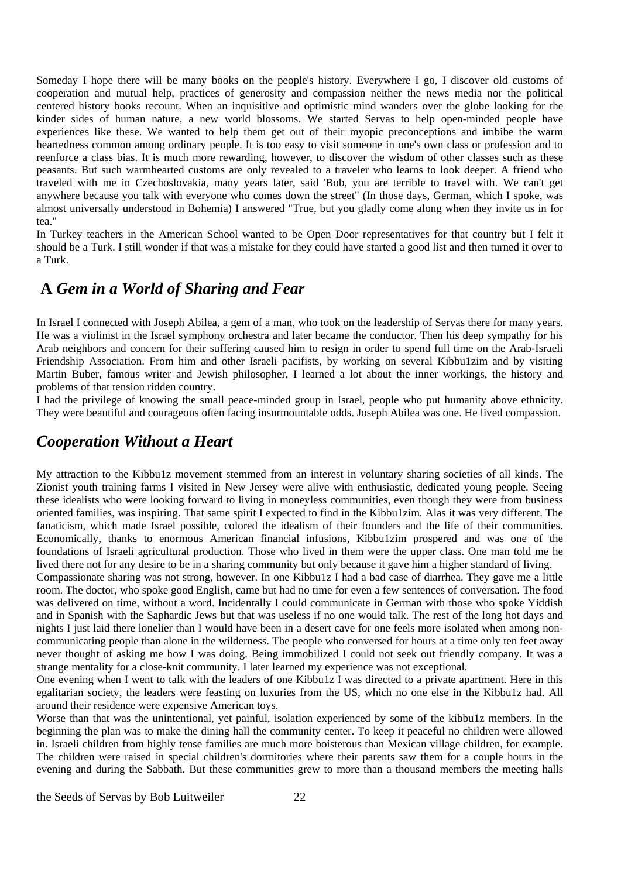Someday I hope there will be many books on the people's history. Everywhere I go, I discover old customs of cooperation and mutual help, practices of generosity and compassion neither the news media nor the political centered history books recount. When an inquisitive and optimistic mind wanders over the globe looking for the kinder sides of human nature, a new world blossoms. We started Servas to help open-minded people have experiences like these. We wanted to help them get out of their myopic preconceptions and imbibe the warm heartedness common among ordinary people. It is too easy to visit someone in one's own class or profession and to reenforce a class bias. It is much more rewarding, however, to discover the wisdom of other classes such as these peasants. But such warmhearted customs are only revealed to a traveler who learns to look deeper. A friend who traveled with me in Czechoslovakia, many years later, said 'Bob, you are terrible to travel with. We can't get anywhere because you talk with everyone who comes down the street" (In those days, German, which I spoke, was almost universally understood in Bohemia) I answered "True, but you gladly come along when they invite us in for tea."

In Turkey teachers in the American School wanted to be Open Door representatives for that country but I felt it should be a Turk. I still wonder if that was a mistake for they could have started a good list and then turned it over to a Turk.

## **A** *Gem in a World of Sharing and Fear*

In Israel I connected with Joseph Abilea, a gem of a man, who took on the leadership of Servas there for many years. He was a violinist in the Israel symphony orchestra and later became the conductor. Then his deep sympathy for his Arab neighbors and concern for their suffering caused him to resign in order to spend full time on the Arab-Israeli Friendship Association. From him and other Israeli pacifists, by working on several Kibbu1zim and by visiting Martin Buber, famous writer and Jewish philosopher, I learned a lot about the inner workings, the history and problems of that tension ridden country.

I had the privilege of knowing the small peace-minded group in Israel, people who put humanity above ethnicity. They were beautiful and courageous often facing insurmountable odds. Joseph Abilea was one. He lived compassion.

## *Cooperation Without a Heart*

My attraction to the Kibbu1z movement stemmed from an interest in voluntary sharing societies of all kinds. The Zionist youth training farms I visited in New Jersey were alive with enthusiastic, dedicated young people. Seeing these idealists who were looking forward to living in moneyless communities, even though they were from business oriented families, was inspiring. That same spirit I expected to find in the Kibbu1zim. Alas it was very different. The fanaticism, which made Israel possible, colored the idealism of their founders and the life of their communities. Economically, thanks to enormous American financial infusions, Kibbu1zim prospered and was one of the foundations of Israeli agricultural production. Those who lived in them were the upper class. One man told me he lived there not for any desire to be in a sharing community but only because it gave him a higher standard of living.

Compassionate sharing was not strong, however. In one Kibbu1z I had a bad case of diarrhea. They gave me a little room. The doctor, who spoke good English, came but had no time for even a few sentences of conversation. The food was delivered on time, without a word. Incidentally I could communicate in German with those who spoke Yiddish and in Spanish with the Saphardic Jews but that was useless if no one would talk. The rest of the long hot days and nights I just laid there lonelier than I would have been in a desert cave for one feels more isolated when among non-communicating people than alone in the wilderness. The people who conversed for hours at a time only ten feet away never thought of asking me how I was doing. Being immobilized I could not seek out friendly company. It was a strange mentality for a close-knit community. I later learned my experience was not exceptional.

One evening when I went to talk with the leaders of one Kibbu1z I was directed to a private apartment. Here in this egalitarian society, the leaders were feasting on luxuries from the US, which no one else in the Kibbu1z had. All around their residence were expensive American toys.

Worse than that was the unintentional, yet painful, isolation experienced by some of the kibbu1z members. In the beginning the plan was to make the dining hall the community center. To keep it peaceful no children were allowed in. Israeli children from highly tense families are much more boisterous than Mexican village children, for example. The children were raised in special children's dormitories where their parents saw them for a couple hours in the evening and during the Sabbath. But these communities grew to more than a thousand members the meeting halls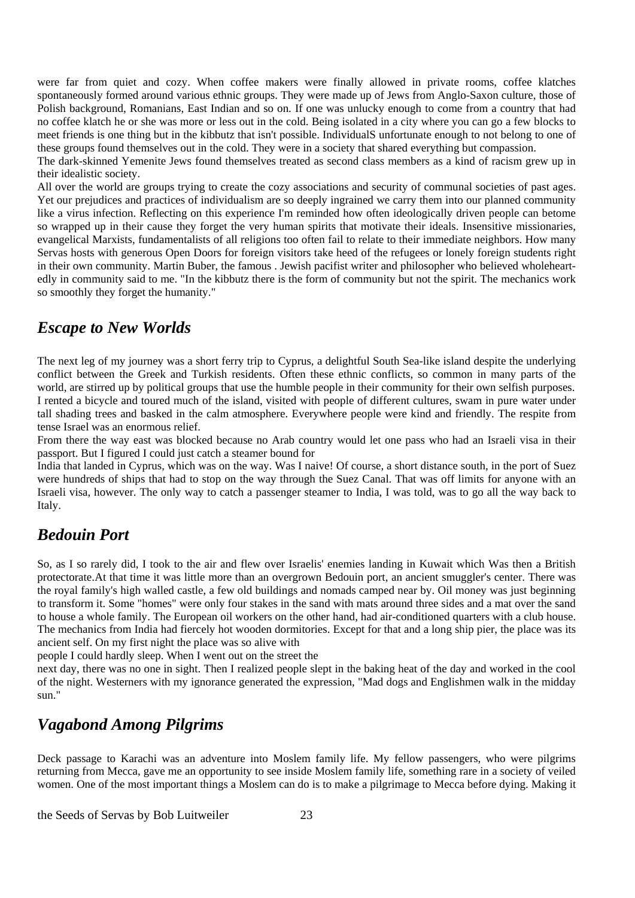were far from quiet and cozy. When coffee makers were finally allowed in private rooms, coffee klatches spontaneously formed around various ethnic groups. They were made up of Jews from Anglo-Saxon culture, those of Polish background, Romanians, East Indian and so on. If one was unlucky enough to come from a country that had no coffee klatch he or she was more or less out in the cold. Being isolated in a city where you can go a few blocks to meet friends is one thing but in the kibbutz that isn't possible. IndividualS unfortunate enough to not belong to one of these groups found themselves out in the cold. They were in a society that shared everything but compassion.

The dark-skinned Yemenite Jews found themselves treated as second class members as a kind of racism grew up in their idealistic society.

All over the world are groups trying to create the cozy associations and security of communal societies of past ages. Yet our prejudices and practices of individualism are so deeply ingrained we carry them into our planned community like a virus infection. Reflecting on this experience I'm reminded how often ideologically driven people can betome so wrapped up in their cause they forget the very human spirits that motivate their ideals. Insensitive missionaries, evangelical Marxists, fundamentalists of all religions too often fail to relate to their immediate neighbors. How many Servas hosts with generous Open Doors for foreign visitors take heed of the refugees or lonely foreign students right in their own community. Martin Buber, the famous . Jewish pacifist writer and philosopher who believed wholeheart-edly in community said to me. "In the kibbutz there is the form of community but not the spirit. The mechanics work so smoothly they forget the humanity."

## *Escape to New Worlds*

The next leg of my journey was a short ferry trip to Cyprus, a delightful South Sea-like island despite the underlying conflict between the Greek and Turkish residents. Often these ethnic conflicts, so common in many parts of the world, are stirred up by political groups that use the humble people in their community for their own selfish purposes. I rented a bicycle and toured much of the island, visited with people of different cultures, swam in pure water under tall shading trees and basked in the calm atmosphere. Everywhere people were kind and friendly. The respite from tense Israel was an enormous relief.

From there the way east was blocked because no Arab country would let one pass who had an Israeli visa in their passport. But I figured I could just catch a steamer bound for India that landed in Cyprus, which was on the way. Was I naive! Of course, a short distance south, in the port of Suez were hundreds of ships that had to stop on the way through the Suez Canal. That was off limits for anyone with an Israeli visa, however. The only way to catch a passenger steamer to India, I was told, was to go all the way back to Italy.

## *Bedouin Port*

So, as I so rarely did, I took to the air and flew over Israelis' enemies landing in Kuwait which Was then a British protectorate.At that time it was little more than an overgrown Bedouin port, an ancient smuggler's center. There was the royal family's high walled castle, a few old buildings and nomads camped near by. Oil money was just beginning to transform it. Some "homes" were only four stakes in the sand with mats around three sides and a mat over the sand to house a whole family. The European oil workers on the other hand, had air-conditioned quarters with a club house. The mechanics from India had fiercely hot wooden dormitories. Except for that and a long ship pier, the place was its ancient self. On my first night the place was so alive with people I could hardly sleep. When I went out on the street the next day, there was no one in sight. Then I realized people slept in the baking heat of the day and worked in the cool of the night. Westerners with my ignorance generated the expression, "Mad dogs and Englishmen walk in the midday sun."

## *Vagabond Among Pilgrims*

Deck passage to Karachi was an adventure into Moslem family life. My fellow passengers, who were pilgrims returning from Mecca, gave me an opportunity to see inside Moslem family life, something rare in a society of veiled women. One of the most important things a Moslem can do is to make a pilgrimage to Mecca before dying. Making it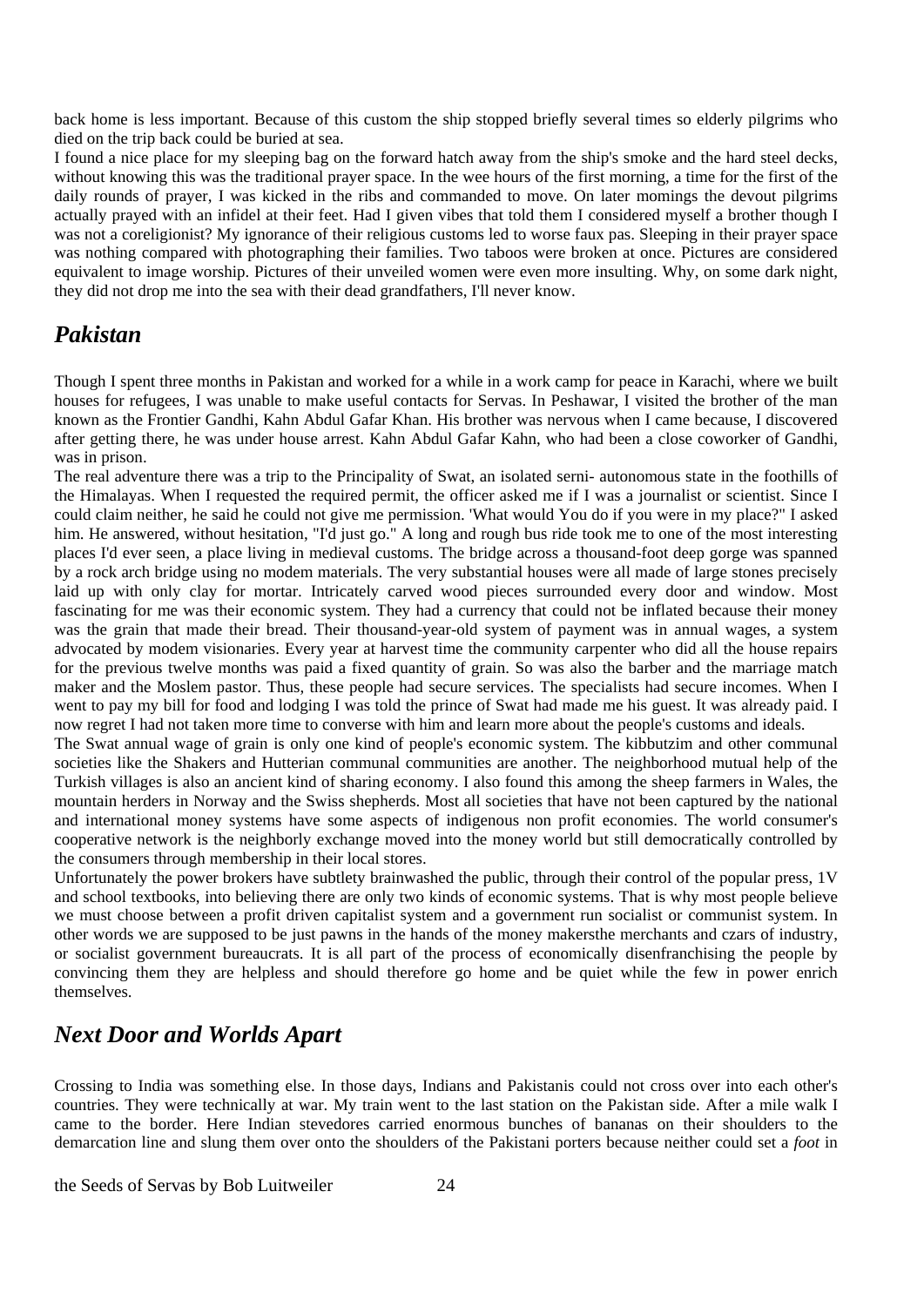back home is less important. Because of this custom the ship stopped briefly several times so elderly pilgrims who died on the trip back could be buried at sea.

I found a nice place for my sleeping bag on the forward hatch away from the ship's smoke and the hard steel decks, without knowing this was the traditional prayer space. In the wee hours of the first morning, a time for the first of the daily rounds of prayer, I was kicked in the ribs and commanded to move. On later momings the devout pilgrims actually prayed with an infidel at their feet. Had I given vibes that told them I considered myself a brother though I was not a coreligionist? My ignorance of their religious customs led to worse faux pas. Sleeping in their prayer space was nothing compared with photographing their families. Two taboos were broken at once. Pictures are considered equivalent to image worship. Pictures of their unveiled women were even more insulting. Why, on some dark night, they did not drop me into the sea with their dead grandfathers, I'll never know.

## *Pakistan*

Though I spent three months in Pakistan and worked for a while in a work camp for peace in Karachi, where we built houses for refugees, I was unable to make useful contacts for Servas. In Peshawar, I visited the brother of the man known as the Frontier Gandhi, Kahn Abdul Gafar Khan. His brother was nervous when I came because, I discovered after getting there, he was under house arrest. Kahn Abdul Gafar Kahn, who had been a close coworker of Gandhi, was in prison.

The real adventure there was a trip to the Principality of Swat, an isolated serni- autonomous state in the foothills of the Himalayas. When I requested the required permit, the officer asked me if I was a journalist or scientist. Since I could claim neither, he said he could not give me permission. 'What would You do if you were in my place?" I asked him. He answered, without hesitation, "I'd just go." A long and rough bus ride took me to one of the most interesting places I'd ever seen, a place living in medieval customs. The bridge across a thousand-foot deep gorge was spanned by a rock arch bridge using no modem materials. The very substantial houses were all made of large stones precisely laid up with only clay for mortar. Intricately carved wood pieces surrounded every door and window. Most fascinating for me was their economic system. They had a currency that could not be inflated because their money was the grain that made their bread. Their thousand-year-old system of payment was in annual wages, a system advocated by modem visionaries. Every year at harvest time the community carpenter who did all the house repairs for the previous twelve months was paid a fixed quantity of grain. So was also the barber and the marriage match maker and the Moslem pastor. Thus, these people had secure services. The specialists had secure incomes. When I went to pay my bill for food and lodging I was told the prince of Swat had made me his guest. It was already paid. I now regret I had not taken more time to converse with him and learn more about the people's customs and ideals.

The Swat annual wage of grain is only one kind of people's economic system. The kibbutzim and other communal societies like the Shakers and Hutterian communal communities are another. The neighborhood mutual help of the Turkish villages is also an ancient kind of sharing economy. I also found this among the sheep farmers in Wales, the mountain herders in Norway and the Swiss shepherds. Most all societies that have not been captured by the national and international money systems have some aspects of indigenous non profit economies. The world consumer's cooperative network is the neighborly exchange moved into the money world but still democratically controlled by the consumers through membership in their local stores.

Unfortunately the power brokers have subtlety brainwashed the public, through their control of the popular press, 1V and school textbooks, into believing there are only two kinds of economic systems. That is why most people believe we must choose between a profit driven capitalist system and a government run socialist or communist system. In other words we are supposed to be just pawns in the hands of the money makersthe merchants and czars of industry, or socialist government bureaucrats. It is all part of the process of economically disenfranchising the people by convincing them they are helpless and should therefore go home and be quiet while the few in power enrich themselves.

## *Next Door and Worlds Apart*

Crossing to India was something else. In those days, Indians and Pakistanis could not cross over into each other's countries. They were technically at war. My train went to the last station on the Pakistan side. After a mile walk I came to the border. Here Indian stevedores carried enormous bunches of bananas on their shoulders to the demarcation line and slung them over onto the shoulders of the Pakistani porters because neither could set a *foot* in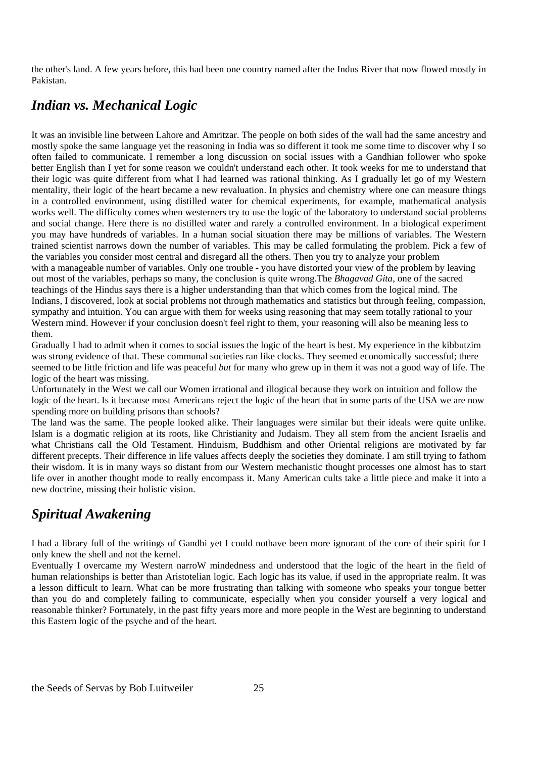the other's land. A few years before, this had been one country named after the Indus River that now flowed mostly in Pakistan.

## *Indian vs. Mechanical Logic*

It was an invisible line between Lahore and Amritzar. The people on both sides of the wall had the same ancestry and mostly spoke the same language yet the reasoning in India was so different it took me some time to discover why I so often failed to communicate. I remember a long discussion on social issues with a Gandhian follower who spoke better English than I yet for some reason we couldn't understand each other. It took weeks for me to understand that their logic was quite different from what I had learned was rational thinking. As I gradually let go of my Western mentality, their logic of the heart became a new revaluation. In physics and chemistry where one can measure things in a controlled environment, using distilled water for chemical experiments, for example, mathematical analysis works well. The difficulty comes when westerners try to use the logic of the laboratory to understand social problems and social change. Here there is no distilled water and rarely a controlled environment. In a biological experiment you may have hundreds of variables. In a human social situation there may be millions of variables. The Western trained scientist narrows down the number of variables. This may be called formulating the problem. Pick a few of the variables you consider most central and disregard all the others. Then you try to analyze your problem with a manageable number of variables. Only one trouble - you have distorted your view of the problem by leaving out most of the variables, perhaps so many, the conclusion is quite wrong.The *Bhagavad Gita,* one of the sacred teachings of the Hindus says there is a higher understanding than that which comes from the logical mind. The Indians, I discovered, look at social problems not through mathematics and statistics but through feeling, compassion, sympathy and intuition. You can argue with them for weeks using reasoning that may seem totally rational to your Western mind. However if your conclusion doesn't feel right to them, your reasoning will also be meaning less to them.

Gradually I had to admit when it comes to social issues the logic of the heart is best. My experience in the kibbutzim was strong evidence of that. These communal societies ran like clocks. They seemed economically successful; there seemed to be little friction and life was peaceful *but* for many who grew up in them it was not a good way of life. The logic of the heart was missing.

Unfortunately in the West we call our Women irrational and illogical because they work on intuition and follow the logic of the heart. Is it because most Americans reject the logic of the heart that in some parts of the USA we are now spending more on building prisons than schools?

The land was the same. The people looked alike. Their languages were similar but their ideals were quite unlike. Islam is a dogmatic religion at its roots, like Christianity and Judaism. They all stem from the ancient Israelis and what Christians call the Old Testament. Hinduism, Buddhism and other Oriental religions are motivated by far different precepts. Their difference in life values affects deeply the societies they dominate. I am still trying to fathom their wisdom. It is in many ways so distant from our Western mechanistic thought processes one almost has to start life over in another thought mode to really encompass it. Many American cults take a little piece and make it into a new doctrine, missing their holistic vision.

## *Spiritual Awakening*

I had a library full of the writings of Gandhi yet I could nothave been more ignorant of the core of their spirit for I only knew the shell and not the kernel.

Eventually I overcame my Western narroW mindedness and understood that the logic of the heart in the field of human relationships is better than Aristotelian logic. Each logic has its value, if used in the appropriate realm. It was a lesson difficult to learn. What can be more frustrating than talking with someone who speaks your tongue better than you do and completely failing to communicate, especially when you consider yourself a very logical and reasonable thinker? Fortunately, in the past fifty years more and more people in the West are beginning to understand this Eastern logic of the psyche and of the heart.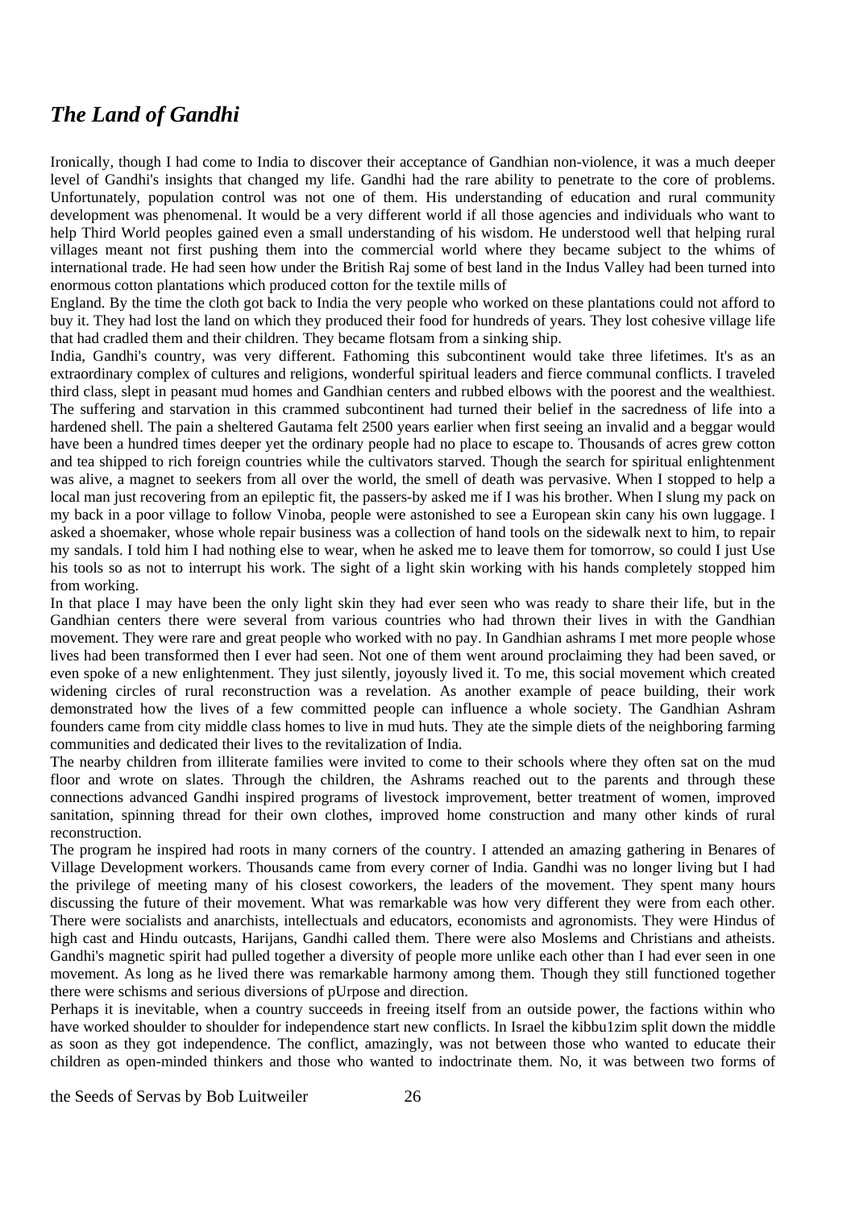## *The Land of Gandhi*

Ironically, though I had come to India to discover their acceptance of Gandhian non-violence, it was a much deeper level of Gandhi's insights that changed my life. Gandhi had the rare ability to penetrate to the core of problems. Unfortunately, population control was not one of them. His understanding of education and rural community development was phenomenal. It would be a very different world if all those agencies and individuals who want to help Third World peoples gained even a small understanding of his wisdom. He understood well that helping rural villages meant not first pushing them into the commercial world where they became subject to the whims of international trade. He had seen how under the British Raj some of best land in the Indus Valley had been turned into enormous cotton plantations which produced cotton for the textile mills of England. By the time the cloth got back to India the very people who worked on these plantations could not afford to buy it. They had lost the land on which they produced their food for hundreds of years. They lost cohesive village life that had cradled them and their children. They became flotsam from a sinking ship.

India, Gandhi's country, was very different. Fathoming this subcontinent would take three lifetimes. It's as an extraordinary complex of cultures and religions, wonderful spiritual leaders and fierce communal conflicts. I traveled third class, slept in peasant mud homes and Gandhian centers and rubbed elbows with the poorest and the wealthiest. The suffering and starvation in this crammed subcontinent had turned their belief in the sacredness of life into a hardened shell. The pain a sheltered Gautama felt 2500 years earlier when first seeing an invalid and a beggar would have been a hundred times deeper yet the ordinary people had no place to escape to. Thousands of acres grew cotton and tea shipped to rich foreign countries while the cultivators starved. Though the search for spiritual enlightenment was alive, a magnet to seekers from all over the world, the smell of death was pervasive. When I stopped to help a local man just recovering from an epileptic fit, the passers-by asked me if I was his brother. When I slung my pack on my back in a poor village to follow Vinoba, people were astonished to see a European skin cany his own luggage. I asked a shoemaker, whose whole repair business was a collection of hand tools on the sidewalk next to him, to repair my sandals. I told him I had nothing else to wear, when he asked me to leave them for tomorrow, so could I just Use his tools so as not to interrupt his work. The sight of a light skin working with his hands completely stopped him from working.

In that place I may have been the only light skin they had ever seen who was ready to share their life, but in the Gandhian centers there were several from various countries who had thrown their lives in with the Gandhian movement. They were rare and great people who worked with no pay. In Gandhian ashrams I met more people whose lives had been transformed then I ever had seen. Not one of them went around proclaiming they had been saved, or even spoke of a new enlightenment. They just silently, joyously lived it. To me, this social movement which created widening circles of rural reconstruction was a revelation. As another example of peace building, their work demonstrated how the lives of a few committed people can influence a whole society. The Gandhian Ashram founders came from city middle class homes to live in mud huts. They ate the simple diets of the neighboring farming communities and dedicated their lives to the revitalization of India.

The nearby children from illiterate families were invited to come to their schools where they often sat on the mud floor and wrote on slates. Through the children, the Ashrams reached out to the parents and through these connections advanced Gandhi inspired programs of livestock improvement, better treatment of women, improved sanitation, spinning thread for their own clothes, improved home construction and many other kinds of rural reconstruction.

The program he inspired had roots in many corners of the country. I attended an amazing gathering in Benares of Village Development workers. Thousands came from every corner of India. Gandhi was no longer living but I had the privilege of meeting many of his closest coworkers, the leaders of the movement. They spent many hours discussing the future of their movement. What was remarkable was how very different they were from each other. There were socialists and anarchists, intellectuals and educators, economists and agronomists. They were Hindus of high cast and Hindu outcasts, Harijans, Gandhi called them. There were also Moslems and Christians and atheists. Gandhi's magnetic spirit had pulled together a diversity of people more unlike each other than I had ever seen in one movement. As long as he lived there was remarkable harmony among them. Though they still functioned together there were schisms and serious diversions of pUrpose and direction.

Perhaps it is inevitable, when a country succeeds in freeing itself from an outside power, the factions within who have worked shoulder to shoulder for independence start new conflicts. In Israel the kibbu1zim split down the middle as soon as they got independence. The conflict, amazingly, was not between those who wanted to educate their children as open-minded thinkers and those who wanted to indoctrinate them. No, it was between two forms of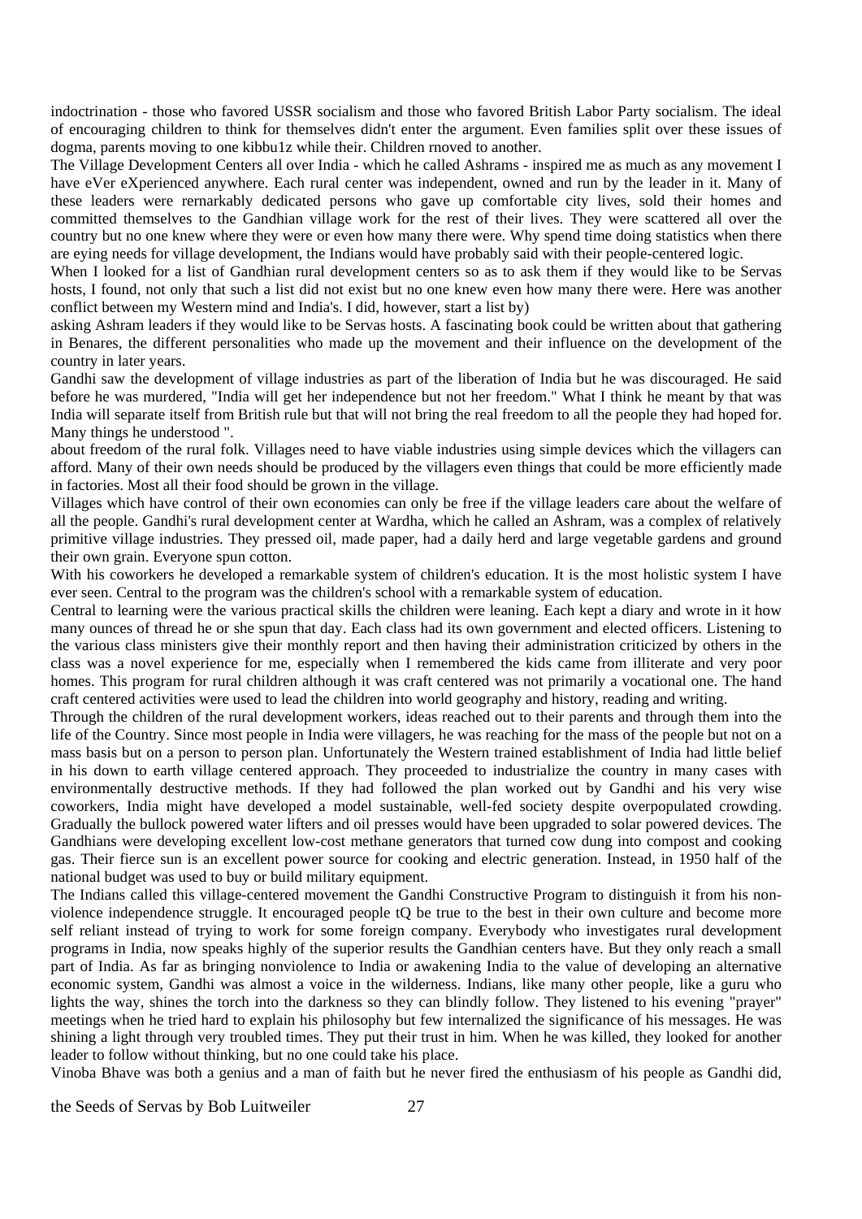indoctrination - those who favored USSR socialism and those who favored British Labor Party socialism. The ideal of encouraging children to think for themselves didn't enter the argument. Even families split over these issues of dogma, parents moving to one kibbu1z while their. Children rnoved to another.

The Village Development Centers all over India - which he called Ashrams - inspired me as much as any movement I have eVer eXperienced anywhere. Each rural center was independent, owned and run by the leader in it. Many of these leaders were rernarkably dedicated persons who gave up comfortable city lives, sold their homes and committed themselves to the Gandhian village work for the rest of their lives. They were scattered all over the country but no one knew where they were or even how many there were. Why spend time doing statistics when there are eying needs for village development, the Indians would have probably said with their people-centered logic.

When I looked for a list of Gandhian rural development centers so as to ask them if they would like to be Servas hosts, I found, not only that such a list did not exist but no one knew even how many there were. Here was another conflict between my Western mind and India's. I did, however, start a list by)

asking Ashram leaders if they would like to be Servas hosts. A fascinating book could be written about that gathering in Benares, the different personalities who made up the movement and their influence on the development of the country in later years.

Gandhi saw the development of village industries as part of the liberation of India but he was discouraged. He said before he was murdered, "India will get her independence but not her freedom." What I think he meant by that was India will separate itself from British rule but that will not bring the real freedom to all the people they had hoped for. Many things he understood ".

about freedom of the rural folk. Villages need to have viable industries using simple devices which the villagers can afford. Many of their own needs should be produced by the villagers even things that could be more efficiently made in factories. Most all their food should be grown in the village.

Villages which have control of their own economies can only be free if the village leaders care about the welfare of all the people. Gandhi's rural development center at Wardha, which he called an Ashram, was a complex of relatively primitive village industries. They pressed oil, made paper, had a daily herd and large vegetable gardens and ground their own grain. Everyone spun cotton.

With his coworkers he developed a remarkable system of children's education. It is the most holistic system I have ever seen. Central to the program was the children's school with a remarkable system of education.

Central to learning were the various practical skills the children were leaning. Each kept a diary and wrote in it how many ounces of thread he or she spun that day. Each class had its own government and elected officers. Listening to the various class ministers give their monthly report and then having their administration criticized by others in the class was a novel experience for me, especially when I remembered the kids came from illiterate and very poor homes. This program for rural children although it was craft centered was not primarily a vocational one. The hand craft centered activities were used to lead the children into world geography and history, reading and writing.

Through the children of the rural development workers, ideas reached out to their parents and through them into the life of the Country. Since most people in India were villagers, he was reaching for the mass of the people but not on a mass basis but on a person to person plan. Unfortunately the Western trained establishment of India had little belief in his down to earth village centered approach. They proceeded to industrialize the country in many cases with environmentally destructive methods. If they had followed the plan worked out by Gandhi and his very wise coworkers, India might have developed a model sustainable, well-fed society despite overpopulated crowding. Gradually the bullock powered water lifters and oil presses would have been upgraded to solar powered devices. The Gandhians were developing excellent low-cost methane generators that turned cow dung into compost and cooking gas. Their fierce sun is an excellent power source for cooking and electric generation. Instead, in 1950 half of the national budget was used to buy or build military equipment.

The Indians called this village-centered movement the Gandhi Constructive Program to distinguish it from his non-violence independence struggle. It encouraged people tQ be true to the best in their own culture and become more self reliant instead of trying to work for some foreign company. Everybody who investigates rural development programs in India, now speaks highly of the superior results the Gandhian centers have. But they only reach a small part of India. As far as bringing nonviolence to India or awakening India to the value of developing an alternative economic system, Gandhi was almost a voice in the wilderness. Indians, like many other people, like a guru who lights the way, shines the torch into the darkness so they can blindly follow. They listened to his evening "prayer" meetings when he tried hard to explain his philosophy but few internalized the significance of his messages. He was shining a light through very troubled times. They put their trust in him. When he was killed, they looked for another leader to follow without thinking, but no one could take his place.

Vinoba Bhave was both a genius and a man of faith but he never fired the enthusiasm of his people as Gandhi did,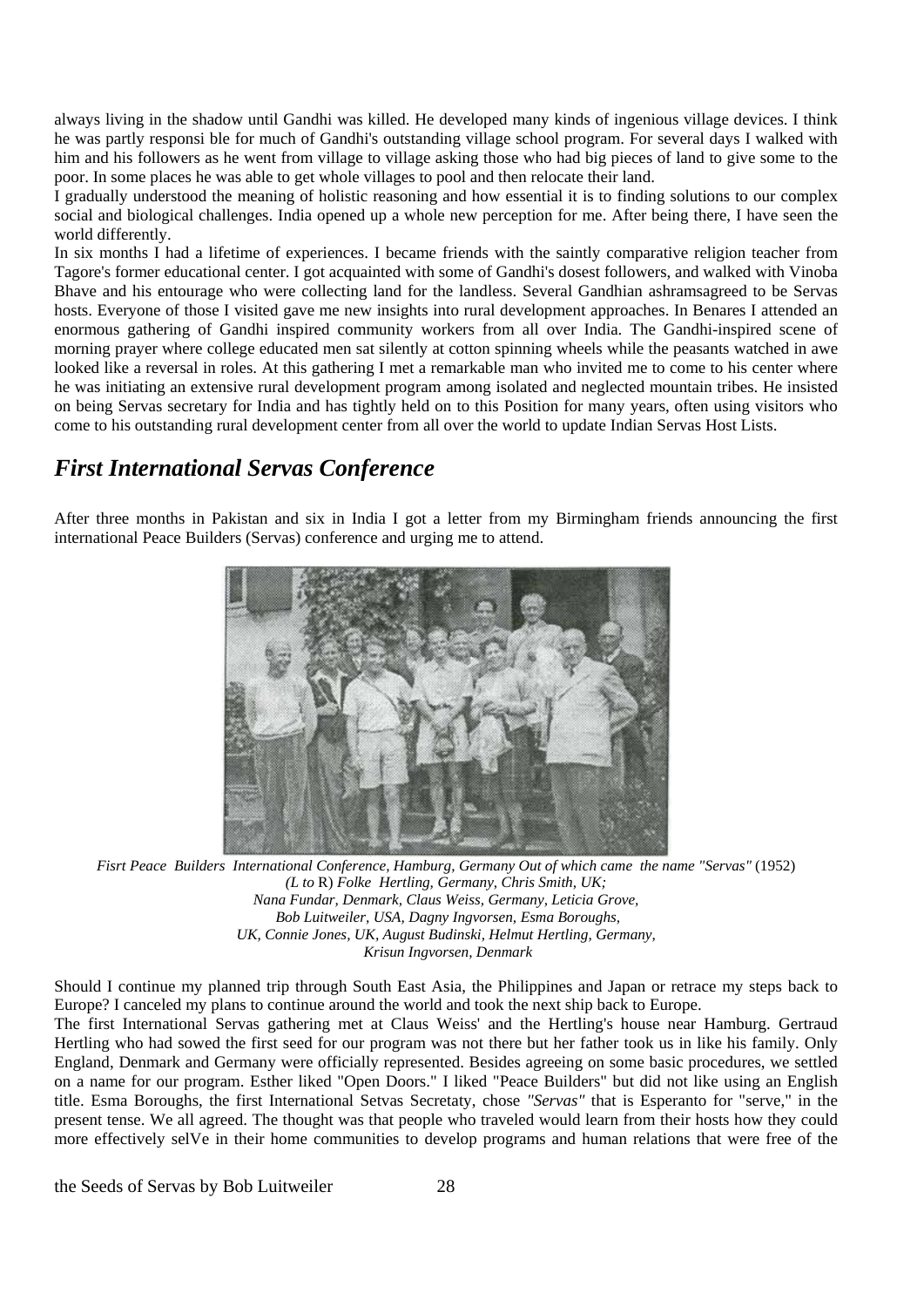always living in the shadow until Gandhi was killed. He developed many kinds of ingenious village devices. I think he was partly responsi ble for much of Gandhi's outstanding village school program. For several days I walked with him and his followers as he went from village to village asking those who had big pieces of land to give some to the poor. In some places he was able to get whole villages to pool and then relocate their land.

I gradually understood the meaning of holistic reasoning and how essential it is to finding solutions to our complex social and biological challenges. India opened up a whole new perception for me. After being there, I have seen the world differently.

In six months I had a lifetime of experiences. I became friends with the saintly comparative religion teacher from Tagore's former educational center. I got acquainted with some of Gandhi's dosest followers, and walked with Vinoba Bhave and his entourage who were collecting land for the landless. Several Gandhian ashramsagreed to be Servas hosts. Everyone of those I visited gave me new insights into rural development approaches. In Benares I attended an enormous gathering of Gandhi inspired community workers from all over India. The Gandhi-inspired scene of morning prayer where college educated men sat silently at cotton spinning wheels while the peasants watched in awe looked like a reversal in roles. At this gathering I met a remarkable man who invited me to come to his center where he was initiating an extensive rural development program among isolated and neglected mountain tribes. He insisted on being Servas secretary for India and has tightly held on to this Position for many years, often using visitors who come to his outstanding rural development center from all over the world to update Indian Servas Host Lists.

## *First International Servas Conference*

After three months in Pakistan and six in India I got a letter from my Birmingham friends announcing the first international Peace Builders (Servas) conference and urging me to attend.

*Fisrt Peace Builders International Conference, Hamburg, Germany Out of which came the name "Servas"* (1952)
*(L to* R) *Folke Hertling, Germany, Chris Smith, UK; Nana Fundar, Denmark, Claus Weiss, Germany, Leticia Grove, Bob Luitweiler, USA, Dagny Ingvorsen, Esma Boroughs, UK, Connie Jones, UK, August Budinski, Helmut Hertling, Germany, Krisun Ingvorsen, Denmark*

Should I continue my planned trip through South East Asia, the Philippines and Japan or retrace my steps back to Europe? I canceled my plans to continue around the world and took the next ship back to Europe.

The first International Servas gathering met at Claus Weiss' and the Hertling's house near Hamburg. Gertraud Hertling who had sowed the first seed for our program was not there but her father took us in like his family. Only England, Denmark and Germany were officially represented. Besides agreeing on some basic procedures, we settled on a name for our program. Esther liked "Open Doors." I liked "Peace Builders" but did not like using an English title. Esma Boroughs, the first International Setvas Secretaty, chose *"Servas"* that is Esperanto for "serve," in the present tense. We all agreed. The thought was that people who traveled would learn from their hosts how they could more effectively selVe in their home communities to develop programs and human relations that were free of the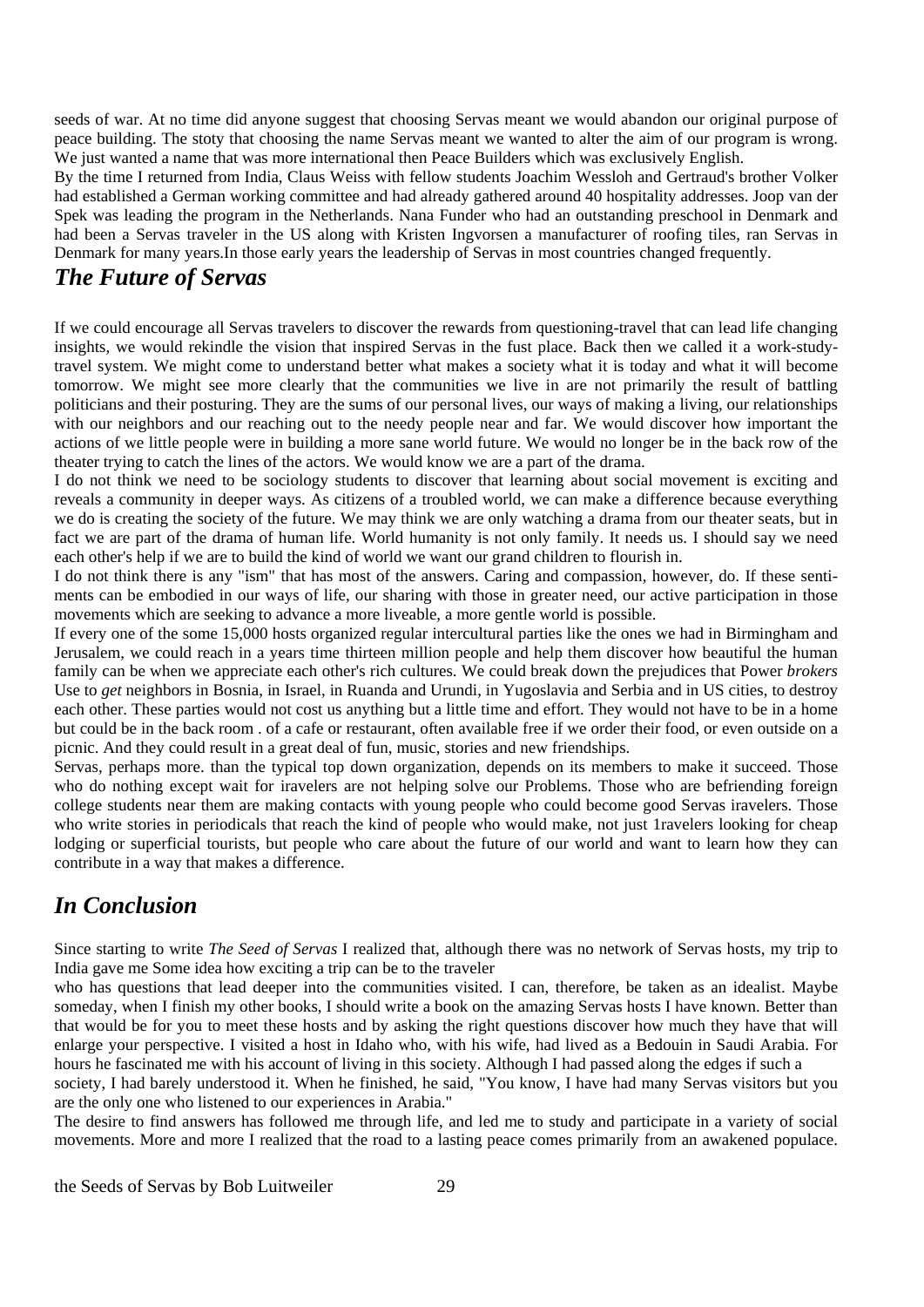seeds of war. At no time did anyone suggest that choosing Servas meant we would abandon our original purpose of peace building. The stoty that choosing the name Servas meant we wanted to alter the aim of our program is wrong. We just wanted a name that was more international then Peace Builders which was exclusively English.

By the time I returned from India, Claus Weiss with fellow students Joachim Wessloh and Gertraud's brother Volker had established a German working committee and had already gathered around 40 hospitality addresses. Joop van der Spek was leading the program in the Netherlands. Nana Funder who had an outstanding preschool in Denmark and had been a Servas traveler in the US along with Kristen Ingvorsen a manufacturer of roofing tiles, ran Servas in Denmark for many years.In those early years the leadership of Servas in most countries changed frequently.

## *The Future of Servas*

If we could encourage all Servas travelers to discover the rewards from questioning-travel that can lead life changing insights, we would rekindle the vision that inspired Servas in the fust place. Back then we called it a work-study-travel system. We might come to understand better what makes a society what it is today and what it will become tomorrow. We might see more clearly that the communities we live in are not primarily the result of battling politicians and their posturing. They are the sums of our personal lives, our ways of making a living, our relationships with our neighbors and our reaching out to the needy people near and far. We would discover how important the actions of we little people were in building a more sane world future. We would no longer be in the back row of the theater trying to catch the lines of the actors. We would know we are a part of the drama.

I do not think we need to be sociology students to discover that learning about social movement is exciting and reveals a community in deeper ways. As citizens of a troubled world, we can make a difference because everything we do is creating the society of the future. We may think we are only watching a drama from our theater seats, but in fact we are part of the drama of human life. World humanity is not only family. It needs us. I should say we need each other's help if we are to build the kind of world we want our grand children to flourish in.

I do not think there is any "ism" that has most of the answers. Caring and compassion, however, do. If these sentiments can be embodied in our ways of life, our sharing with those in greater need, our active participation in those movements which are seeking to advance a more liveable, a more gentle world is possible.

If every one of the some 15,000 hosts organized regular intercultural parties like the ones we had in Birmingham and Jerusalem, we could reach in a years time thirteen million people and help them discover how beautiful the human family can be when we appreciate each other's rich cultures. We could break down the prejudices that Power *brokers* Use to *get* neighbors in Bosnia, in Israel, in Ruanda and Urundi, in Yugoslavia and Serbia and in US cities, to destroy each other. These parties would not cost us anything but a little time and effort. They would not have to be in a home but could be in the back room . of a cafe or restaurant, often available free if we order their food, or even outside on a picnic. And they could result in a great deal of fun, music, stories and new friendships.

Servas, perhaps more. than the typical top down organization, depends on its members to make it succeed. Those who do nothing except wait for iravelers are not helping solve our Problems. Those who are befriending foreign college students near them are making contacts with young people who could become good Servas iravelers. Those who write stories in periodicals that reach the kind of people who would make, not just 1ravelers looking for cheap lodging or superficial tourists, but people who care about the future of our world and want to learn how they can contribute in a way that makes a difference.

## *In Conclusion*

Since starting to write *The Seed of Servas* I realized that, although there was no network of Servas hosts, my trip to India gave me Some idea how exciting a trip can be to the traveler who has questions that lead deeper into the communities visited. I can, therefore, be taken as an idealist. Maybe someday, when I finish my other books, I should write a book on the amazing Servas hosts I have known. Better than that would be for you to meet these hosts and by asking the right questions discover how much they have that will enlarge your perspective. I visited a host in Idaho who, with his wife, had lived as a Bedouin in Saudi Arabia. For hours he fascinated me with his account of living in this society. Although I had passed along the edges if such a society, I had barely understood it. When he finished, he said, "You know, I have had many Servas visitors but you are the only one who listened to our experiences in Arabia."

The desire to find answers has followed me through life, and led me to study and participate in a variety of social movements. More and more I realized that the road to a lasting peace comes primarily from an awakened populace.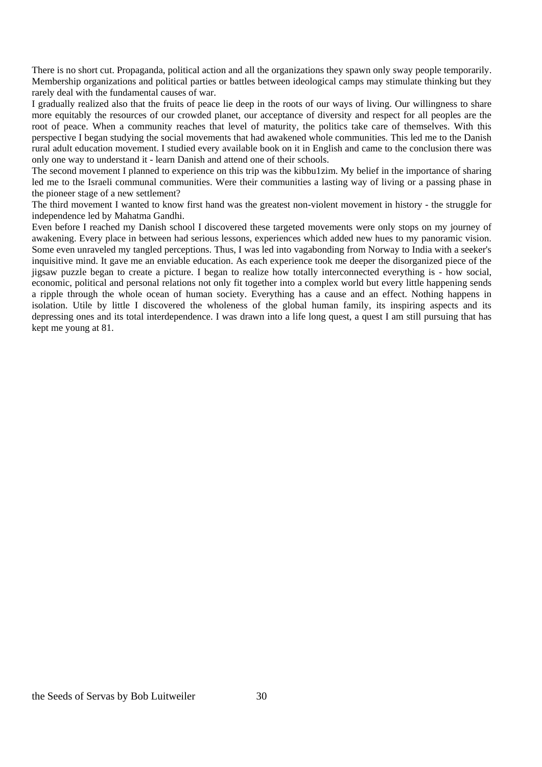There is no short cut. Propaganda, political action and all the organizations they spawn only sway people temporarily. Membership organizations and political parties or battles between ideological camps may stimulate thinking but they rarely deal with the fundamental causes of war.

I gradually realized also that the fruits of peace lie deep in the roots of our ways of living. Our willingness to share more equitably the resources of our crowded planet, our acceptance of diversity and respect for all peoples are the root of peace. When a community reaches that level of maturity, the politics take care of themselves. With this perspective I began studying the social movements that had awakened whole communities. This led me to the Danish rural adult education movement. I studied every available book on it in English and came to the conclusion there was only one way to understand it - learn Danish and attend one of their schools.

The second movement I planned to experience on this trip was the kibbu1zim. My belief in the importance of sharing led me to the Israeli communal communities. Were their communities a lasting way of living or a passing phase in the pioneer stage of a new settlement?

The third movement I wanted to know first hand was the greatest non-violent movement in history - the struggle for independence led by Mahatma Gandhi.

Even before I reached my Danish school I discovered these targeted movements were only stops on my journey of awakening. Every place in between had serious lessons, experiences which added new hues to my panoramic vision. Some even unraveled my tangled perceptions. Thus, I was led into vagabonding from Norway to India with a seeker's inquisitive mind. It gave me an enviable education. As each experience took me deeper the disorganized piece of the jigsaw puzzle began to create a picture. I began to realize how totally interconnected everything is - how social, economic, political and personal relations not only fit together into a complex world but every little happening sends a ripple through the whole ocean of human society. Everything has a cause and an effect. Nothing happens in isolation. Utile by little I discovered the wholeness of the global human family, its inspiring aspects and its depressing ones and its total interdependence. I was drawn into a life long quest, a quest I am still pursuing that has kept me young at 81.